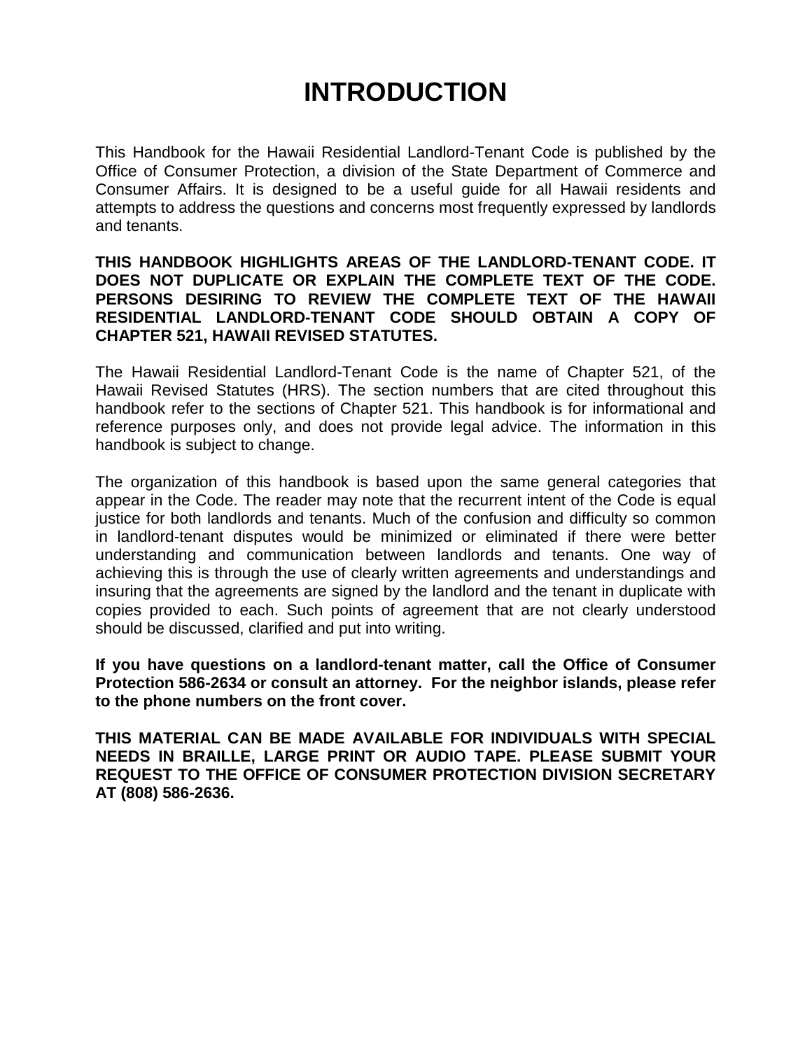# INTRODUCTION

This Handbook for the Hawaii Residential Landlord-Tenant Code is published by the Office of Consumer Protection, a division of the State Department of Commerce and Consumer Affairs. It is designed to be a useful guide for all Hawaii residents and attempts to address the questions and concerns most frequently expressed by landlords and tenants.

**THIS HANDBOOK HIGHLIGHTS AREAS OF THE LANDLORD-TENANT CODE. IT DOES NOT DUPLICATE OR EXPLAIN THE COMPLETE TEXT OF THE CODE. PERSONS DESIRING TO REVIEW THE COMPLETE TEXT OF THE HAWAII RESIDENTIAL LANDLORD-TENANT CODE SHOULD OBTAIN A COPY OF CHAPTER 521, HAWAII REVISED STATUTES.**

The Hawaii Residential Landlord-Tenant Code is the name of Chapter 521, of the Hawaii Revised Statutes (HRS). The section numbers that are cited throughout this handbook refer to the sections of Chapter 521. This handbook is for informational and reference purposes only, and does not provide legal advice. The information in this handbook is subject to change.

The organization of this handbook is based upon the same general categories that appear in the Code. The reader may note that the recurrent intent of the Code is equal justice for both landlords and tenants. Much of the confusion and difficulty so common in landlord-tenant disputes would be minimized or eliminated if there were better understanding and communication between landlords and tenants. One way of achieving this is through the use of clearly written agreements and understandings and insuring that the agreements are signed by the landlord and the tenant in duplicate with copies provided to each. Such points of agreement that are not clearly understood should be discussed, clarified and put into writing.

**If you have questions on a landlord-tenant matter, call the Office of Consumer Protection 586-2634 or consult an attorney. For the neighbor islands, please refer to the phone numbers on the front cover.**

**THIS MATERIAL CAN BE MADE AVAILABLE FOR INDIVIDUALS WITH SPECIAL NEEDS IN BRAILLE, LARGE PRINT OR AUDIO TAPE. PLEASE SUBMIT YOUR REQUEST TO THE OFFICE OF CONSUMER PROTECTION DIVISION SECRETARY AT (808) 586-2636.**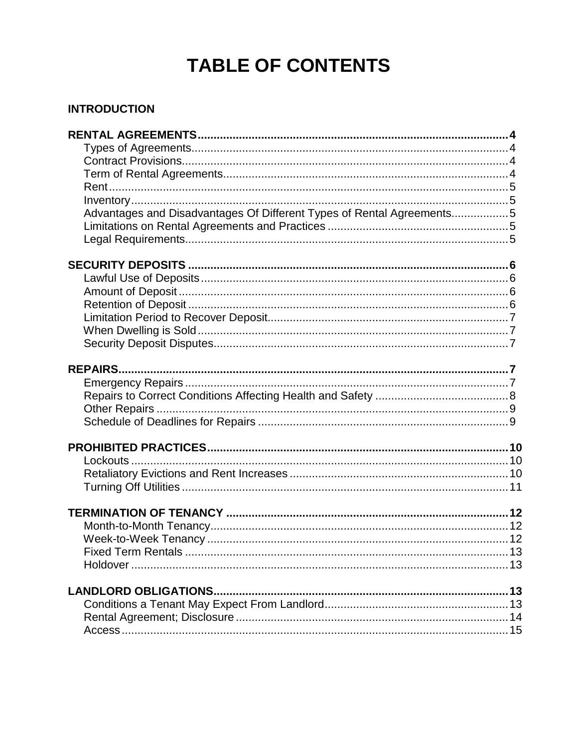# TABLE OF CONTENTS

**INTRODUCTION**

**RENTAL AGREEMENTS** ........ **4**
- Types of Agreements ........ 4
- Contract Provisions ........ 4
- Term of Rental Agreements ........ 4
- Rent ........ 5
- Inventory ........ 5
- Advantages and Disadvantages Of Different Types of Rental Agreements ........ 5
- Limitations on Rental Agreements and Practices ........ 5
- Legal Requirements ........ 5

**SECURITY DEPOSITS** ........ **6**
- Lawful Use of Deposits ........ 6
- Amount of Deposit ........ 6
- Retention of Deposit ........ 6
- Limitation Period to Recover Deposit ........ 7
- When Dwelling is Sold ........ 7
- Security Deposit Disputes ........ 7

**REPAIRS** ........ **7**
- Emergency Repairs ........ 7
- Repairs to Correct Conditions Affecting Health and Safety ........ 8
- Other Repairs ........ 9
- Schedule of Deadlines for Repairs ........ 9

**PROHIBITED PRACTICES** ........ **10**
- Lockouts ........ 10
- Retaliatory Evictions and Rent Increases ........ 10
- Turning Off Utilities ........ 11

**TERMINATION OF TENANCY** ........ **12**
- Month-to-Month Tenancy ........ 12
- Week-to-Week Tenancy ........ 12
- Fixed Term Rentals ........ 13
- Holdover ........ 13

**LANDLORD OBLIGATIONS** ........ **13**
- Conditions a Tenant May Expect From Landlord ........ 13
- Rental Agreement; Disclosure ........ 14
- Access ........ 15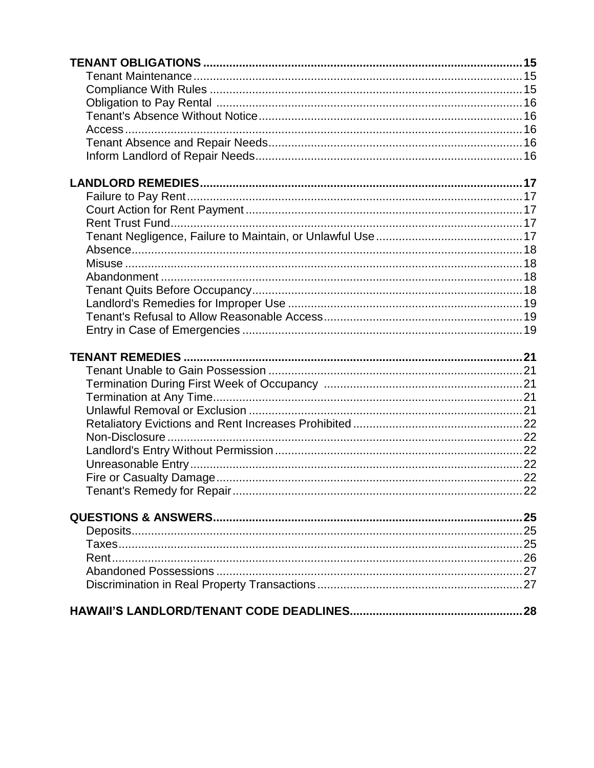**TENANT OBLIGATIONS** .......... 15
- Tenant Maintenance .......... 15
- Compliance With Rules .......... 15
- Obligation to Pay Rental .......... 16
- Tenant's Absence Without Notice .......... 16
- Access .......... 16
- Tenant Absence and Repair Needs .......... 16
- Inform Landlord of Repair Needs .......... 16

**LANDLORD REMEDIES** .......... 17
- Failure to Pay Rent .......... 17
- Court Action for Rent Payment .......... 17
- Rent Trust Fund .......... 17
- Tenant Negligence, Failure to Maintain, or Unlawful Use .......... 17
- Absence .......... 18
- Misuse .......... 18
- Abandonment .......... 18
- Tenant Quits Before Occupancy .......... 18
- Landlord's Remedies for Improper Use .......... 19
- Tenant's Refusal to Allow Reasonable Access .......... 19
- Entry in Case of Emergencies .......... 19

**TENANT REMEDIES** .......... 21
- Tenant Unable to Gain Possession .......... 21
- Termination During First Week of Occupancy .......... 21
- Termination at Any Time .......... 21
- Unlawful Removal or Exclusion .......... 21
- Retaliatory Evictions and Rent Increases Prohibited .......... 22
- Non-Disclosure .......... 22
- Landlord's Entry Without Permission .......... 22
- Unreasonable Entry .......... 22
- Fire or Casualty Damage .......... 22
- Tenant's Remedy for Repair .......... 22

**QUESTIONS & ANSWERS** .......... 25
- Deposits .......... 25
- Taxes .......... 25
- Rent .......... 26
- Abandoned Possessions .......... 27
- Discrimination in Real Property Transactions .......... 27

**HAWAII'S LANDLORD/TENANT CODE DEADLINES** .......... 28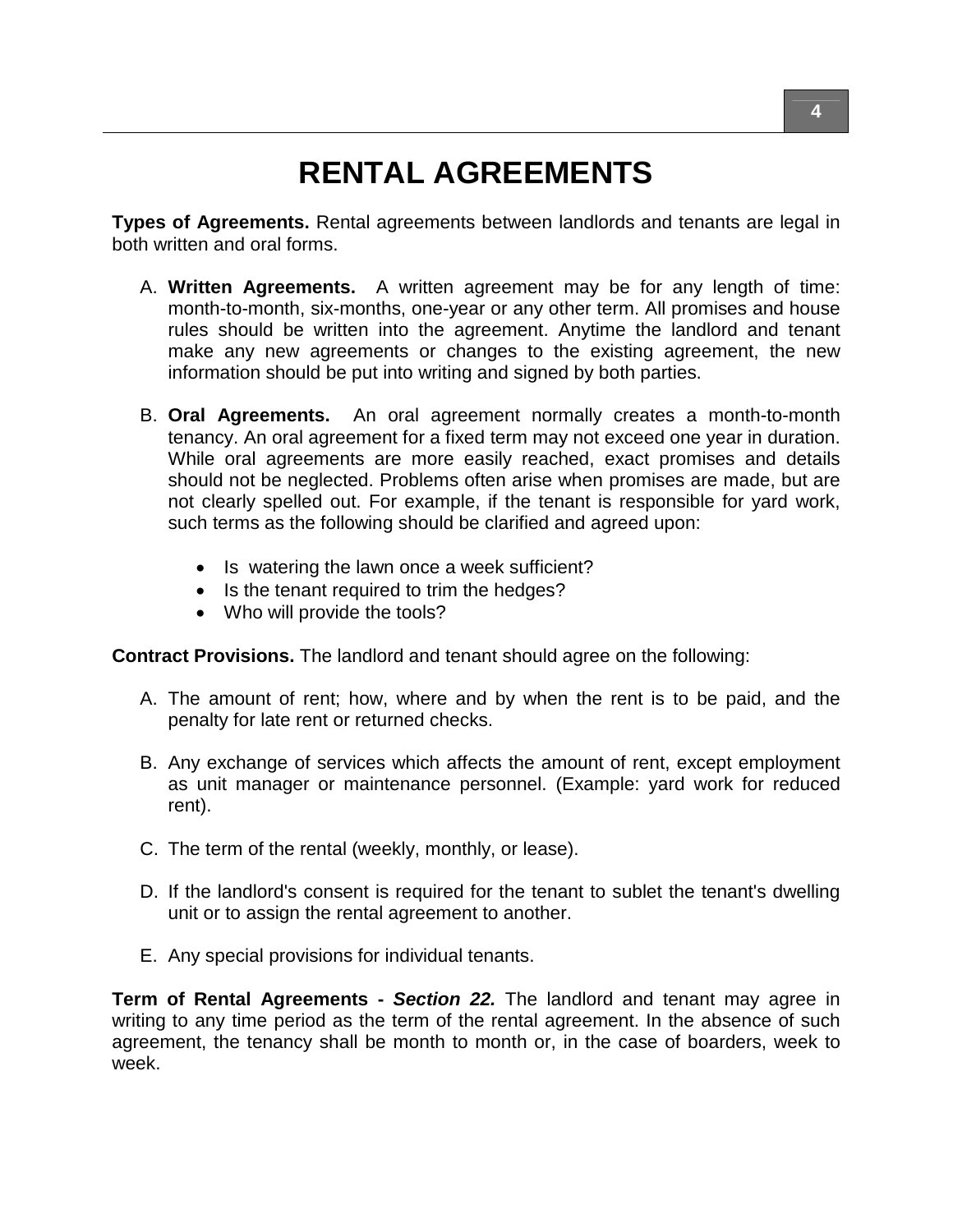# RENTAL AGREEMENTS

**Types of Agreements.** Rental agreements between landlords and tenants are legal in both written and oral forms.

A. **Written Agreements.** A written agreement may be for any length of time: month-to-month, six-months, one-year or any other term. All promises and house rules should be written into the agreement. Anytime the landlord and tenant make any new agreements or changes to the existing agreement, the new information should be put into writing and signed by both parties.

B. **Oral Agreements.** An oral agreement normally creates a month-to-month tenancy. An oral agreement for a fixed term may not exceed one year in duration. While oral agreements are more easily reached, exact promises and details should not be neglected. Problems often arise when promises are made, but are not clearly spelled out. For example, if the tenant is responsible for yard work, such terms as the following should be clarified and agreed upon:

- Is watering the lawn once a week sufficient?
- Is the tenant required to trim the hedges?
- Who will provide the tools?

**Contract Provisions.** The landlord and tenant should agree on the following:

A. The amount of rent; how, where and by when the rent is to be paid, and the penalty for late rent or returned checks.

B. Any exchange of services which affects the amount of rent, except employment as unit manager or maintenance personnel. (Example: yard work for reduced rent).

C. The term of the rental (weekly, monthly, or lease).

D. If the landlord's consent is required for the tenant to sublet the tenant's dwelling unit or to assign the rental agreement to another.

E. Any special provisions for individual tenants.

**Term of Rental Agreements - *Section 22.*** The landlord and tenant may agree in writing to any time period as the term of the rental agreement. In the absence of such agreement, the tenancy shall be month to month or, in the case of boarders, week to week.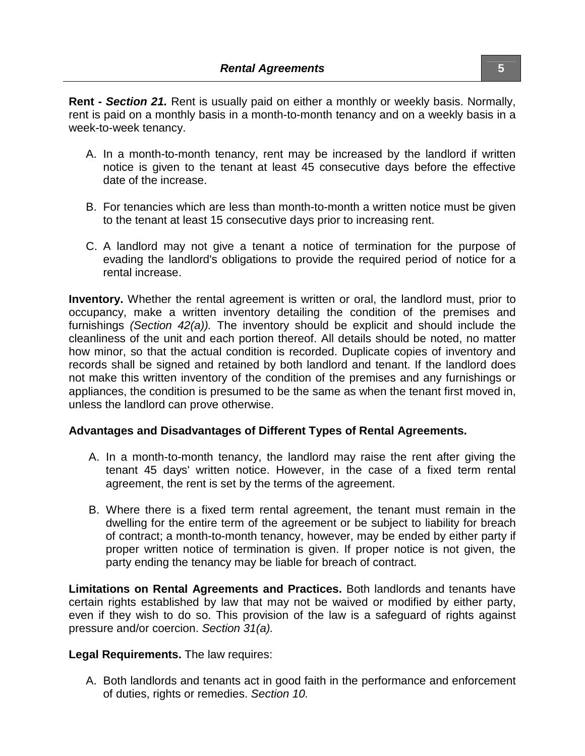**Rent -** ***Section 21.*** Rent is usually paid on either a monthly or weekly basis. Normally, rent is paid on a monthly basis in a month-to-month tenancy and on a weekly basis in a week-to-week tenancy.

A. In a month-to-month tenancy, rent may be increased by the landlord if written notice is given to the tenant at least 45 consecutive days before the effective date of the increase.

B. For tenancies which are less than month-to-month a written notice must be given to the tenant at least 15 consecutive days prior to increasing rent.

C. A landlord may not give a tenant a notice of termination for the purpose of evading the landlord's obligations to provide the required period of notice for a rental increase.

**Inventory.** Whether the rental agreement is written or oral, the landlord must, prior to occupancy, make a written inventory detailing the condition of the premises and furnishings *(Section 42(a)).* The inventory should be explicit and should include the cleanliness of the unit and each portion thereof. All details should be noted, no matter how minor, so that the actual condition is recorded. Duplicate copies of inventory and records shall be signed and retained by both landlord and tenant. If the landlord does not make this written inventory of the condition of the premises and any furnishings or appliances, the condition is presumed to be the same as when the tenant first moved in, unless the landlord can prove otherwise.

**Advantages and Disadvantages of Different Types of Rental Agreements.**

A. In a month-to-month tenancy, the landlord may raise the rent after giving the tenant 45 days' written notice. However, in the case of a fixed term rental agreement, the rent is set by the terms of the agreement.

B. Where there is a fixed term rental agreement, the tenant must remain in the dwelling for the entire term of the agreement or be subject to liability for breach of contract; a month-to-month tenancy, however, may be ended by either party if proper written notice of termination is given. If proper notice is not given, the party ending the tenancy may be liable for breach of contract.

**Limitations on Rental Agreements and Practices.** Both landlords and tenants have certain rights established by law that may not be waived or modified by either party, even if they wish to do so. This provision of the law is a safeguard of rights against pressure and/or coercion. *Section 31(a).*

**Legal Requirements.** The law requires:

A. Both landlords and tenants act in good faith in the performance and enforcement of duties, rights or remedies. *Section 10.*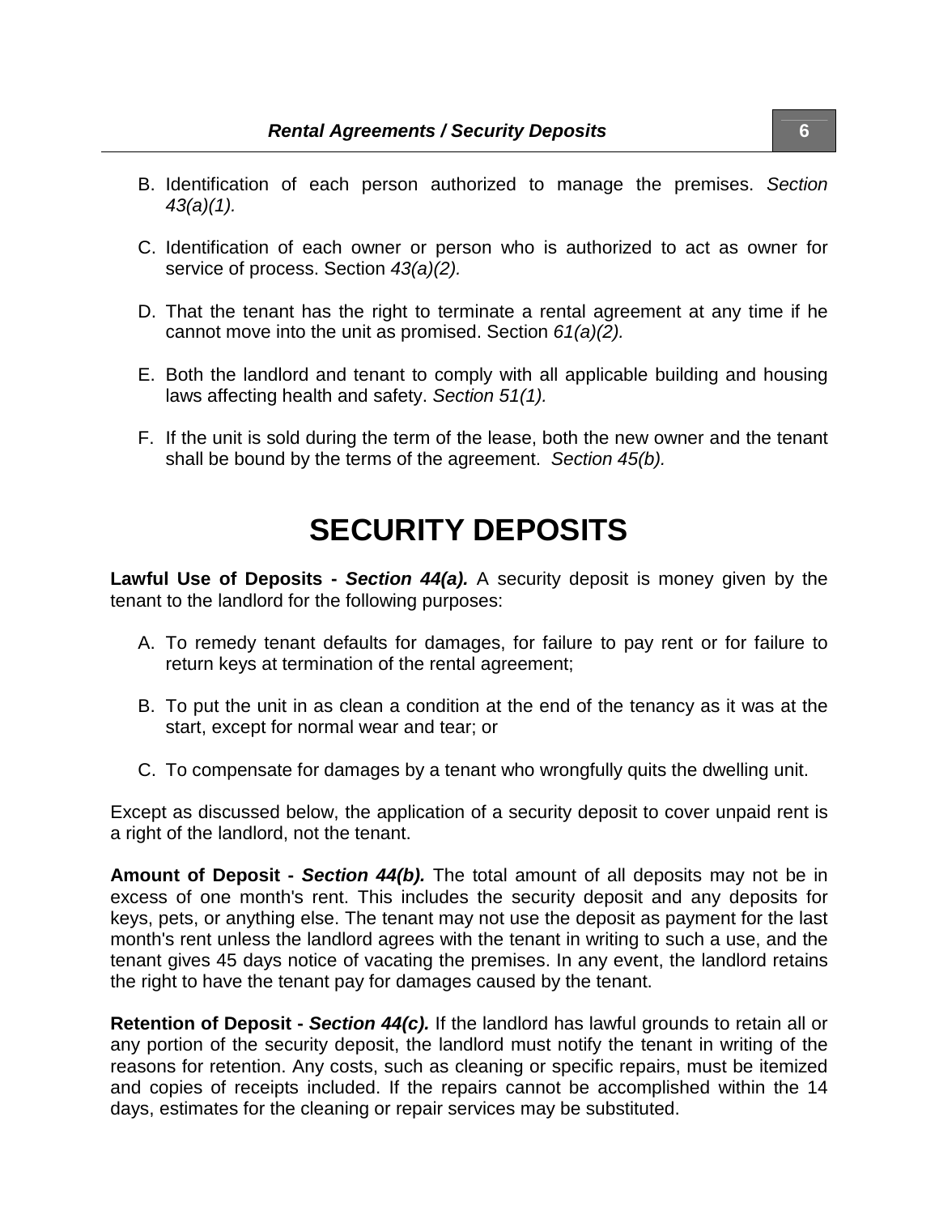B. Identification of each person authorized to manage the premises. *Section 43(a)(1).*

C. Identification of each owner or person who is authorized to act as owner for service of process. Section *43(a)(2).*

D. That the tenant has the right to terminate a rental agreement at any time if he cannot move into the unit as promised. Section *61(a)(2).*

E. Both the landlord and tenant to comply with all applicable building and housing laws affecting health and safety. *Section 51(1).*

F. If the unit is sold during the term of the lease, both the new owner and the tenant shall be bound by the terms of the agreement. *Section 45(b).*

# SECURITY DEPOSITS

**Lawful Use of Deposits - *Section 44(a).*** A security deposit is money given by the tenant to the landlord for the following purposes:

A. To remedy tenant defaults for damages, for failure to pay rent or for failure to return keys at termination of the rental agreement;

B. To put the unit in as clean a condition at the end of the tenancy as it was at the start, except for normal wear and tear; or

C. To compensate for damages by a tenant who wrongfully quits the dwelling unit.

Except as discussed below, the application of a security deposit to cover unpaid rent is a right of the landlord, not the tenant.

**Amount of Deposit - *Section 44(b).*** The total amount of all deposits may not be in excess of one month's rent. This includes the security deposit and any deposits for keys, pets, or anything else. The tenant may not use the deposit as payment for the last month's rent unless the landlord agrees with the tenant in writing to such a use, and the tenant gives 45 days notice of vacating the premises. In any event, the landlord retains the right to have the tenant pay for damages caused by the tenant.

**Retention of Deposit - *Section 44(c).*** If the landlord has lawful grounds to retain all or any portion of the security deposit, the landlord must notify the tenant in writing of the reasons for retention. Any costs, such as cleaning or specific repairs, must be itemized and copies of receipts included. If the repairs cannot be accomplished within the 14 days, estimates for the cleaning or repair services may be substituted.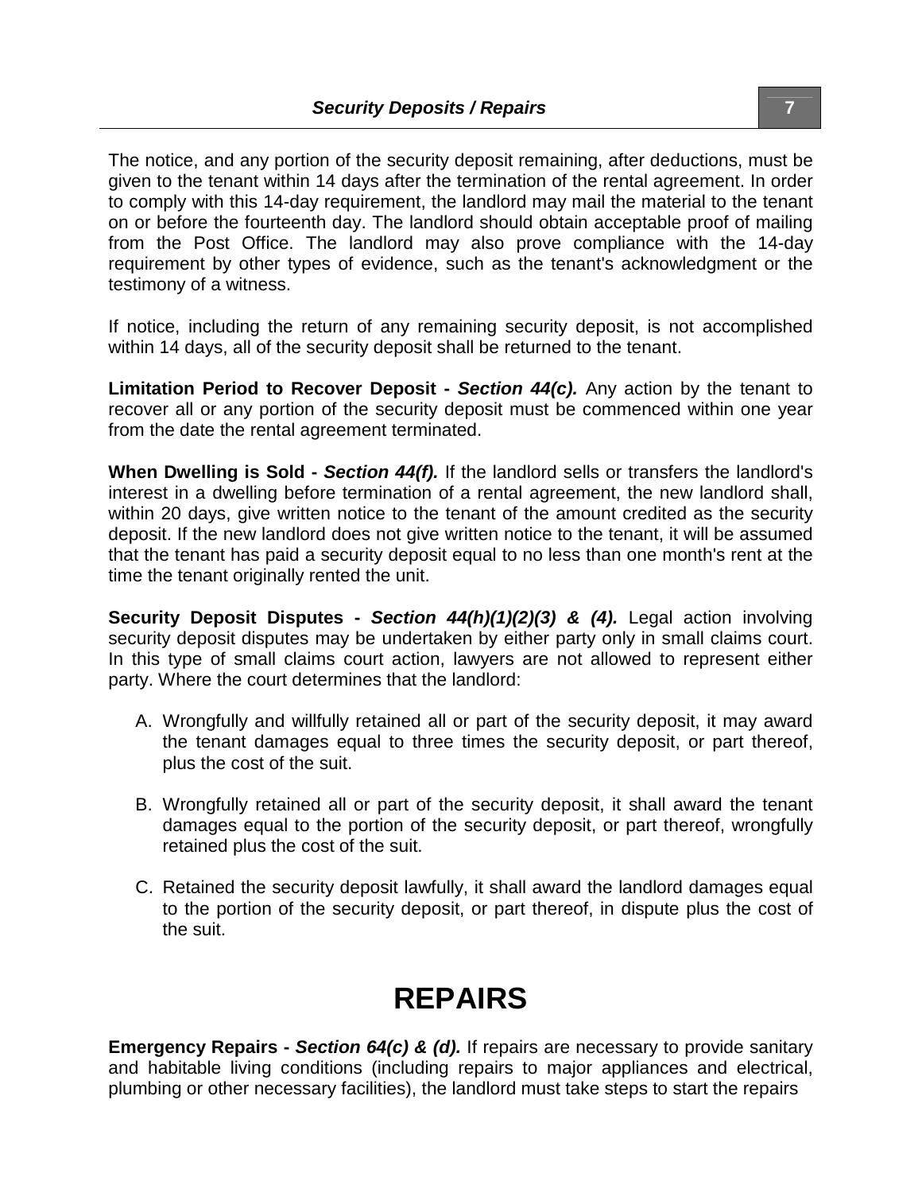The notice, and any portion of the security deposit remaining, after deductions, must be given to the tenant within 14 days after the termination of the rental agreement. In order to comply with this 14-day requirement, the landlord may mail the material to the tenant on or before the fourteenth day. The landlord should obtain acceptable proof of mailing from the Post Office. The landlord may also prove compliance with the 14-day requirement by other types of evidence, such as the tenant's acknowledgment or the testimony of a witness.

If notice, including the return of any remaining security deposit, is not accomplished within 14 days, all of the security deposit shall be returned to the tenant.

**Limitation Period to Recover Deposit -** ***Section 44(c).*** Any action by the tenant to recover all or any portion of the security deposit must be commenced within one year from the date the rental agreement terminated.

**When Dwelling is Sold -** ***Section 44(f).*** If the landlord sells or transfers the landlord's interest in a dwelling before termination of a rental agreement, the new landlord shall, within 20 days, give written notice to the tenant of the amount credited as the security deposit. If the new landlord does not give written notice to the tenant, it will be assumed that the tenant has paid a security deposit equal to no less than one month's rent at the time the tenant originally rented the unit.

**Security Deposit Disputes -** ***Section 44(h)(1)(2)(3) & (4).*** Legal action involving security deposit disputes may be undertaken by either party only in small claims court. In this type of small claims court action, lawyers are not allowed to represent either party. Where the court determines that the landlord:

A. Wrongfully and willfully retained all or part of the security deposit, it may award the tenant damages equal to three times the security deposit, or part thereof, plus the cost of the suit.

B. Wrongfully retained all or part of the security deposit, it shall award the tenant damages equal to the portion of the security deposit, or part thereof, wrongfully retained plus the cost of the suit.

C. Retained the security deposit lawfully, it shall award the landlord damages equal to the portion of the security deposit, or part thereof, in dispute plus the cost of the suit.

# REPAIRS

**Emergency Repairs -** ***Section 64(c) & (d).*** If repairs are necessary to provide sanitary and habitable living conditions (including repairs to major appliances and electrical, plumbing or other necessary facilities), the landlord must take steps to start the repairs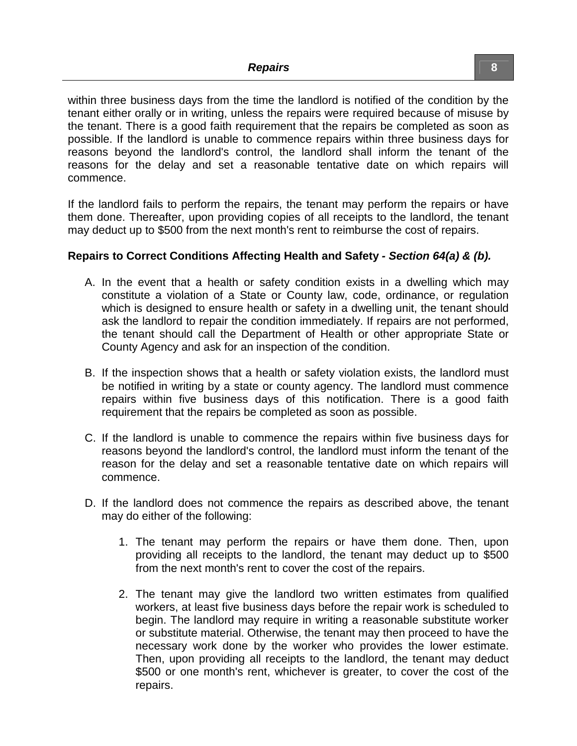within three business days from the time the landlord is notified of the condition by the tenant either orally or in writing, unless the repairs were required because of misuse by the tenant. There is a good faith requirement that the repairs be completed as soon as possible. If the landlord is unable to commence repairs within three business days for reasons beyond the landlord's control, the landlord shall inform the tenant of the reasons for the delay and set a reasonable tentative date on which repairs will commence.

If the landlord fails to perform the repairs, the tenant may perform the repairs or have them done. Thereafter, upon providing copies of all receipts to the landlord, the tenant may deduct up to $500 from the next month's rent to reimburse the cost of repairs.

**Repairs to Correct Conditions Affecting Health and Safety - *Section 64(a) & (b).***

A. In the event that a health or safety condition exists in a dwelling which may constitute a violation of a State or County law, code, ordinance, or regulation which is designed to ensure health or safety in a dwelling unit, the tenant should ask the landlord to repair the condition immediately. If repairs are not performed, the tenant should call the Department of Health or other appropriate State or County Agency and ask for an inspection of the condition.

B. If the inspection shows that a health or safety violation exists, the landlord must be notified in writing by a state or county agency. The landlord must commence repairs within five business days of this notification. There is a good faith requirement that the repairs be completed as soon as possible.

C. If the landlord is unable to commence the repairs within five business days for reasons beyond the landlord's control, the landlord must inform the tenant of the reason for the delay and set a reasonable tentative date on which repairs will commence.

D. If the landlord does not commence the repairs as described above, the tenant may do either of the following:

   1. The tenant may perform the repairs or have them done. Then, upon providing all receipts to the landlord, the tenant may deduct up to $500 from the next month's rent to cover the cost of the repairs.

   2. The tenant may give the landlord two written estimates from qualified workers, at least five business days before the repair work is scheduled to begin. The landlord may require in writing a reasonable substitute worker or substitute material. Otherwise, the tenant may then proceed to have the necessary work done by the worker who provides the lower estimate. Then, upon providing all receipts to the landlord, the tenant may deduct $500 or one month's rent, whichever is greater, to cover the cost of the repairs.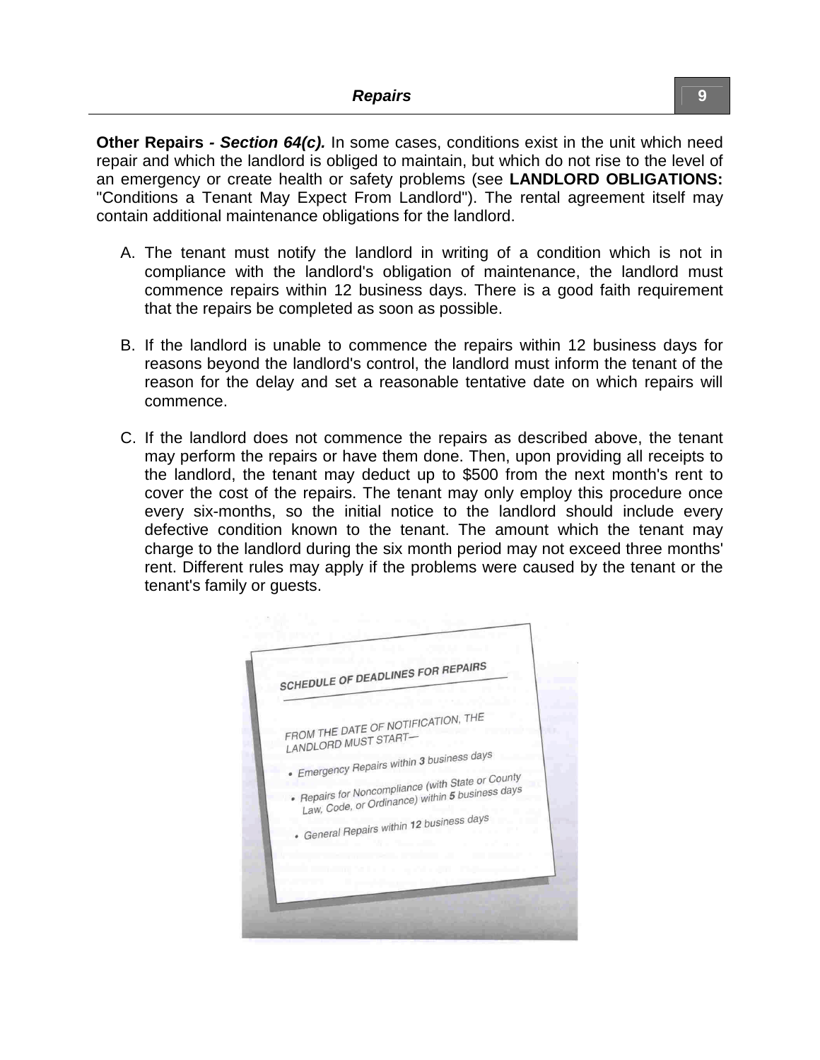**Other Repairs - *Section 64(c).*** In some cases, conditions exist in the unit which need repair and which the landlord is obliged to maintain, but which do not rise to the level of an emergency or create health or safety problems (see **LANDLORD OBLIGATIONS:** "Conditions a Tenant May Expect From Landlord"). The rental agreement itself may contain additional maintenance obligations for the landlord.

A. The tenant must notify the landlord in writing of a condition which is not in compliance with the landlord's obligation of maintenance, the landlord must commence repairs within 12 business days. There is a good faith requirement that the repairs be completed as soon as possible.

B. If the landlord is unable to commence the repairs within 12 business days for reasons beyond the landlord's control, the landlord must inform the tenant of the reason for the delay and set a reasonable tentative date on which repairs will commence.

C. If the landlord does not commence the repairs as described above, the tenant may perform the repairs or have them done. Then, upon providing all receipts to the landlord, the tenant may deduct up to $500 from the next month's rent to cover the cost of the repairs. The tenant may only employ this procedure once every six-months, so the initial notice to the landlord should include every defective condition known to the tenant. The amount which the tenant may charge to the landlord during the six month period may not exceed three months' rent. Different rules may apply if the problems were caused by the tenant or the tenant's family or guests.

***SCHEDULE OF DEADLINES FOR REPAIRS***

*FROM THE DATE OF NOTIFICATION, THE LANDLORD MUST START—*

- *Emergency Repairs within **3** business days*
- *Repairs for Noncompliance (with State or County Law, Code, or Ordinance) within **5** business days*
- *General Repairs within **12** business days*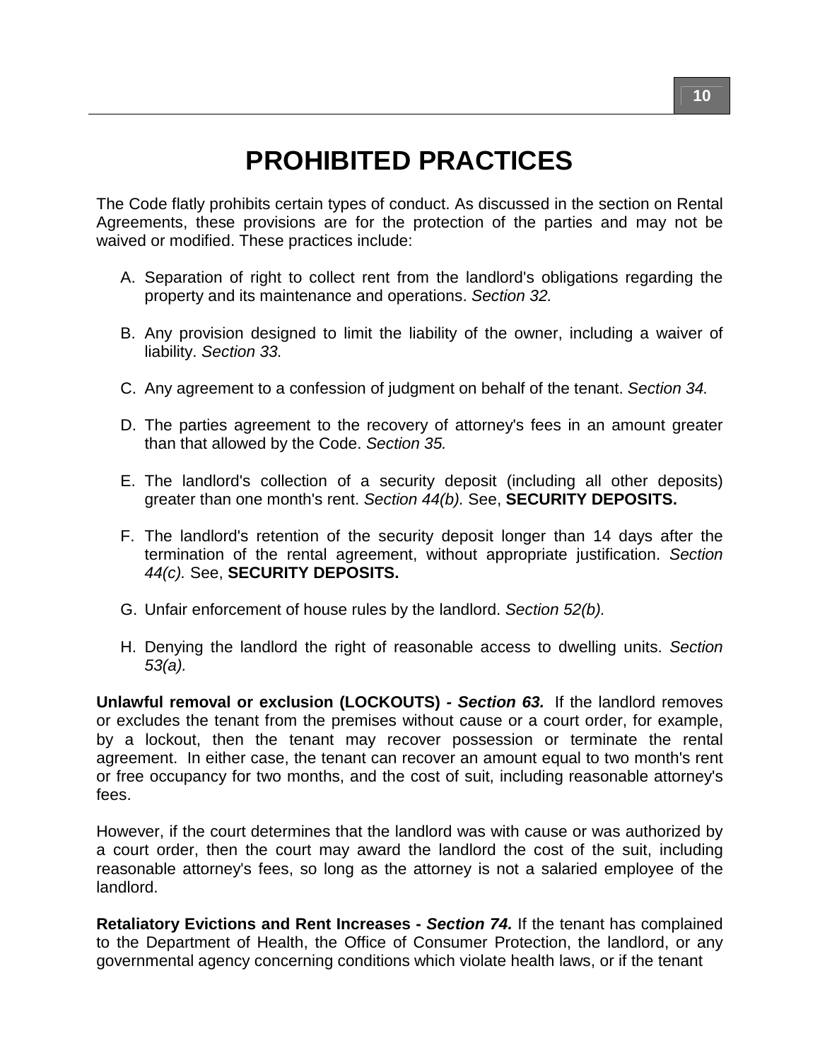# PROHIBITED PRACTICES

The Code flatly prohibits certain types of conduct. As discussed in the section on Rental Agreements, these provisions are for the protection of the parties and may not be waived or modified. These practices include:

A. Separation of right to collect rent from the landlord's obligations regarding the property and its maintenance and operations. *Section 32.*

B. Any provision designed to limit the liability of the owner, including a waiver of liability. *Section 33.*

C. Any agreement to a confession of judgment on behalf of the tenant. *Section 34.*

D. The parties agreement to the recovery of attorney's fees in an amount greater than that allowed by the Code. *Section 35.*

E. The landlord's collection of a security deposit (including all other deposits) greater than one month's rent. *Section 44(b).* See, **SECURITY DEPOSITS.**

F. The landlord's retention of the security deposit longer than 14 days after the termination of the rental agreement, without appropriate justification. *Section 44(c).* See, **SECURITY DEPOSITS.**

G. Unfair enforcement of house rules by the landlord. *Section 52(b).*

H. Denying the landlord the right of reasonable access to dwelling units. *Section 53(a).*

**Unlawful removal or exclusion (LOCKOUTS) *- Section 63.*** If the landlord removes or excludes the tenant from the premises without cause or a court order, for example, by a lockout, then the tenant may recover possession or terminate the rental agreement. In either case, the tenant can recover an amount equal to two month's rent or free occupancy for two months, and the cost of suit, including reasonable attorney's fees.

However, if the court determines that the landlord was with cause or was authorized by a court order, then the court may award the landlord the cost of the suit, including reasonable attorney's fees, so long as the attorney is not a salaried employee of the landlord.

**Retaliatory Evictions and Rent Increases - *Section 74.*** If the tenant has complained to the Department of Health, the Office of Consumer Protection, the landlord, or any governmental agency concerning conditions which violate health laws, or if the tenant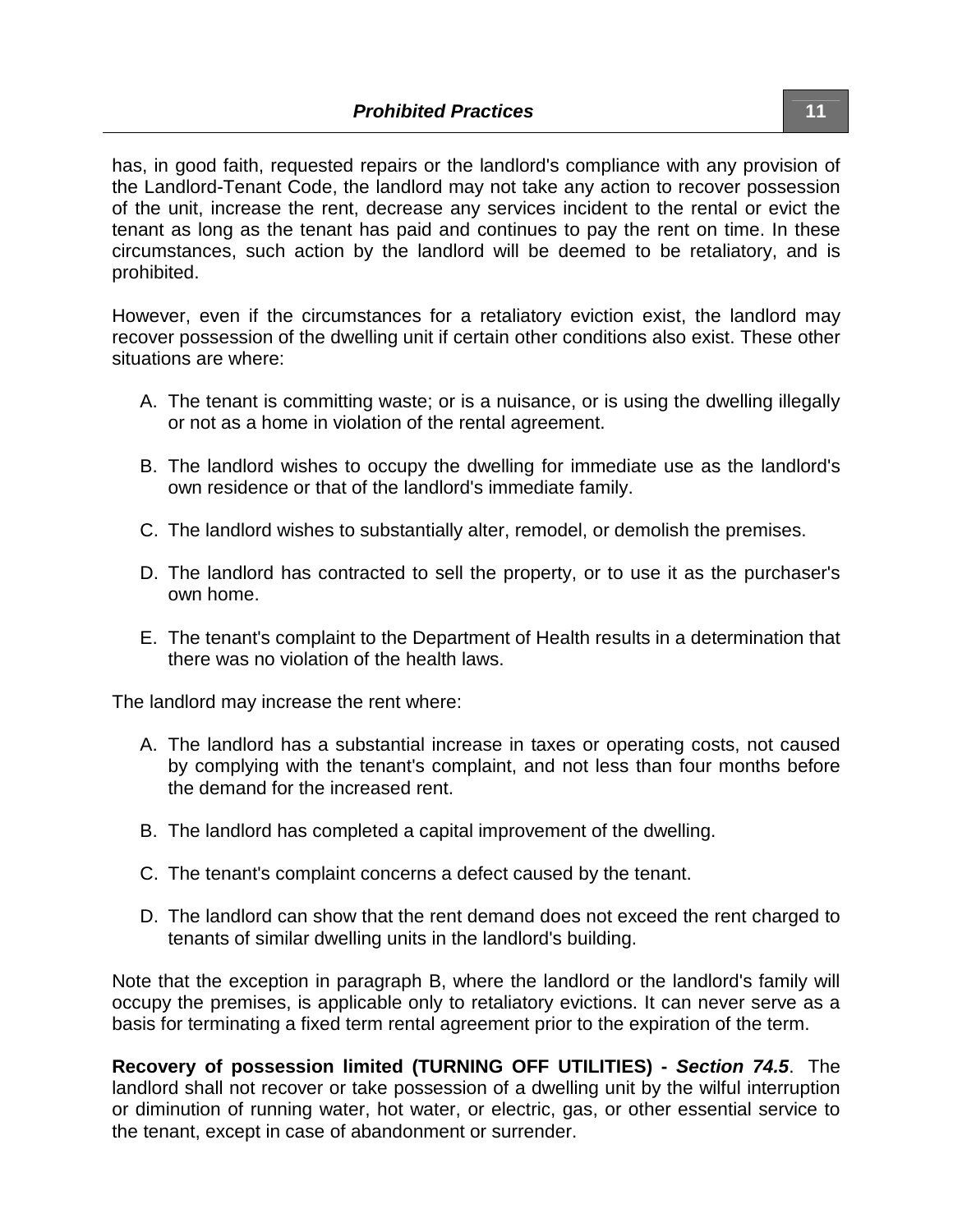has, in good faith, requested repairs or the landlord's compliance with any provision of the Landlord-Tenant Code, the landlord may not take any action to recover possession of the unit, increase the rent, decrease any services incident to the rental or evict the tenant as long as the tenant has paid and continues to pay the rent on time. In these circumstances, such action by the landlord will be deemed to be retaliatory, and is prohibited.

However, even if the circumstances for a retaliatory eviction exist, the landlord may recover possession of the dwelling unit if certain other conditions also exist. These other situations are where:

A. The tenant is committing waste; or is a nuisance, or is using the dwelling illegally or not as a home in violation of the rental agreement.

B. The landlord wishes to occupy the dwelling for immediate use as the landlord's own residence or that of the landlord's immediate family.

C. The landlord wishes to substantially alter, remodel, or demolish the premises.

D. The landlord has contracted to sell the property, or to use it as the purchaser's own home.

E. The tenant's complaint to the Department of Health results in a determination that there was no violation of the health laws.

The landlord may increase the rent where:

A. The landlord has a substantial increase in taxes or operating costs, not caused by complying with the tenant's complaint, and not less than four months before the demand for the increased rent.

B. The landlord has completed a capital improvement of the dwelling.

C. The tenant's complaint concerns a defect caused by the tenant.

D. The landlord can show that the rent demand does not exceed the rent charged to tenants of similar dwelling units in the landlord's building.

Note that the exception in paragraph B, where the landlord or the landlord's family will occupy the premises, is applicable only to retaliatory evictions. It can never serve as a basis for terminating a fixed term rental agreement prior to the expiration of the term.

**Recovery of possession limited (TURNING OFF UTILITIES) - *Section 74.5*.** The landlord shall not recover or take possession of a dwelling unit by the wilful interruption or diminution of running water, hot water, or electric, gas, or other essential service to the tenant, except in case of abandonment or surrender.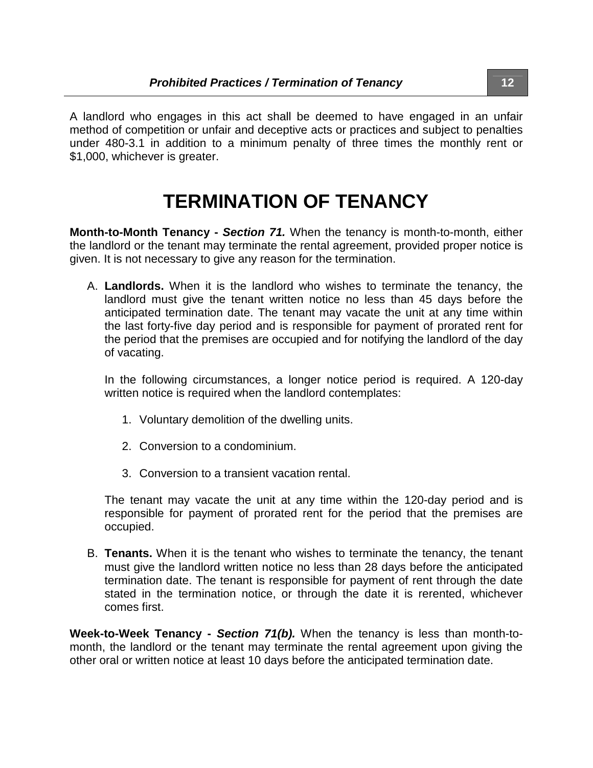A landlord who engages in this act shall be deemed to have engaged in an unfair method of competition or unfair and deceptive acts or practices and subject to penalties under 480-3.1 in addition to a minimum penalty of three times the monthly rent or $1,000, whichever is greater.

# TERMINATION OF TENANCY

**Month-to-Month Tenancy -** ***Section 71.*** When the tenancy is month-to-month, either the landlord or the tenant may terminate the rental agreement, provided proper notice is given. It is not necessary to give any reason for the termination.

A. **Landlords.** When it is the landlord who wishes to terminate the tenancy, the landlord must give the tenant written notice no less than 45 days before the anticipated termination date. The tenant may vacate the unit at any time within the last forty-five day period and is responsible for payment of prorated rent for the period that the premises are occupied and for notifying the landlord of the day of vacating.

   In the following circumstances, a longer notice period is required. A 120-day written notice is required when the landlord contemplates:

   1. Voluntary demolition of the dwelling units.

   2. Conversion to a condominium.

   3. Conversion to a transient vacation rental.

   The tenant may vacate the unit at any time within the 120-day period and is responsible for payment of prorated rent for the period that the premises are occupied.

B. **Tenants.** When it is the tenant who wishes to terminate the tenancy, the tenant must give the landlord written notice no less than 28 days before the anticipated termination date. The tenant is responsible for payment of rent through the date stated in the termination notice, or through the date it is rerented, whichever comes first.

**Week-to-Week Tenancy -** ***Section 71(b).*** When the tenancy is less than month-to-month, the landlord or the tenant may terminate the rental agreement upon giving the other oral or written notice at least 10 days before the anticipated termination date.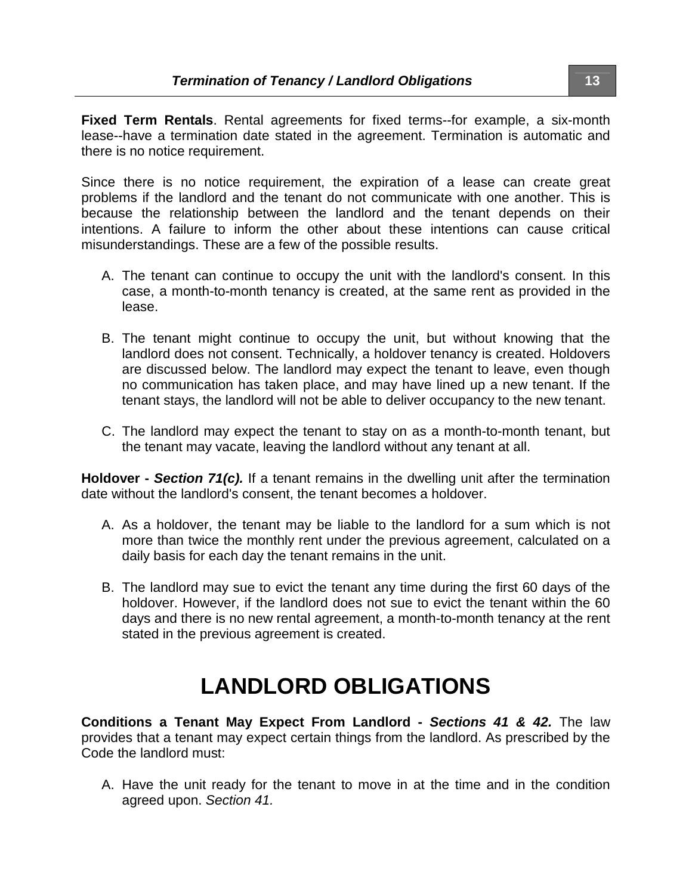**Fixed Term Rentals**. Rental agreements for fixed terms--for example, a six-month lease--have a termination date stated in the agreement. Termination is automatic and there is no notice requirement.

Since there is no notice requirement, the expiration of a lease can create great problems if the landlord and the tenant do not communicate with one another. This is because the relationship between the landlord and the tenant depends on their intentions. A failure to inform the other about these intentions can cause critical misunderstandings. These are a few of the possible results.

A. The tenant can continue to occupy the unit with the landlord's consent. In this case, a month-to-month tenancy is created, at the same rent as provided in the lease.

B. The tenant might continue to occupy the unit, but without knowing that the landlord does not consent. Technically, a holdover tenancy is created. Holdovers are discussed below. The landlord may expect the tenant to leave, even though no communication has taken place, and may have lined up a new tenant. If the tenant stays, the landlord will not be able to deliver occupancy to the new tenant.

C. The landlord may expect the tenant to stay on as a month-to-month tenant, but the tenant may vacate, leaving the landlord without any tenant at all.

**Holdover - *Section 71(c).*** If a tenant remains in the dwelling unit after the termination date without the landlord's consent, the tenant becomes a holdover.

A. As a holdover, the tenant may be liable to the landlord for a sum which is not more than twice the monthly rent under the previous agreement, calculated on a daily basis for each day the tenant remains in the unit.

B. The landlord may sue to evict the tenant any time during the first 60 days of the holdover. However, if the landlord does not sue to evict the tenant within the 60 days and there is no new rental agreement, a month-to-month tenancy at the rent stated in the previous agreement is created.

# LANDLORD OBLIGATIONS

**Conditions a Tenant May Expect From Landlord - *Sections 41 & 42.*** The law provides that a tenant may expect certain things from the landlord. As prescribed by the Code the landlord must:

A. Have the unit ready for the tenant to move in at the time and in the condition agreed upon. *Section 41.*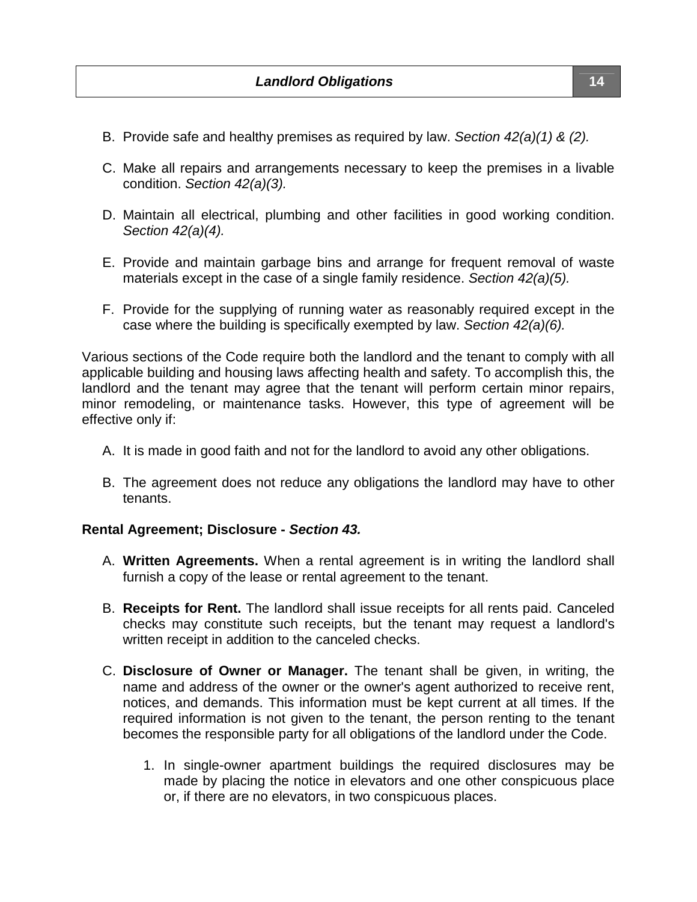B. Provide safe and healthy premises as required by law. *Section 42(a)(1) & (2).*

C. Make all repairs and arrangements necessary to keep the premises in a livable condition. *Section 42(a)(3).*

D. Maintain all electrical, plumbing and other facilities in good working condition. *Section 42(a)(4).*

E. Provide and maintain garbage bins and arrange for frequent removal of waste materials except in the case of a single family residence. *Section 42(a)(5).*

F. Provide for the supplying of running water as reasonably required except in the case where the building is specifically exempted by law. *Section 42(a)(6).*

Various sections of the Code require both the landlord and the tenant to comply with all applicable building and housing laws affecting health and safety. To accomplish this, the landlord and the tenant may agree that the tenant will perform certain minor repairs, minor remodeling, or maintenance tasks. However, this type of agreement will be effective only if:

A. It is made in good faith and not for the landlord to avoid any other obligations.

B. The agreement does not reduce any obligations the landlord may have to other tenants.

**Rental Agreement; Disclosure -** ***Section 43.***

A. **Written Agreements.** When a rental agreement is in writing the landlord shall furnish a copy of the lease or rental agreement to the tenant.

B. **Receipts for Rent.** The landlord shall issue receipts for all rents paid. Canceled checks may constitute such receipts, but the tenant may request a landlord's written receipt in addition to the canceled checks.

C. **Disclosure of Owner or Manager.** The tenant shall be given, in writing, the name and address of the owner or the owner's agent authorized to receive rent, notices, and demands. This information must be kept current at all times. If the required information is not given to the tenant, the person renting to the tenant becomes the responsible party for all obligations of the landlord under the Code.

   1. In single-owner apartment buildings the required disclosures may be made by placing the notice in elevators and one other conspicuous place or, if there are no elevators, in two conspicuous places.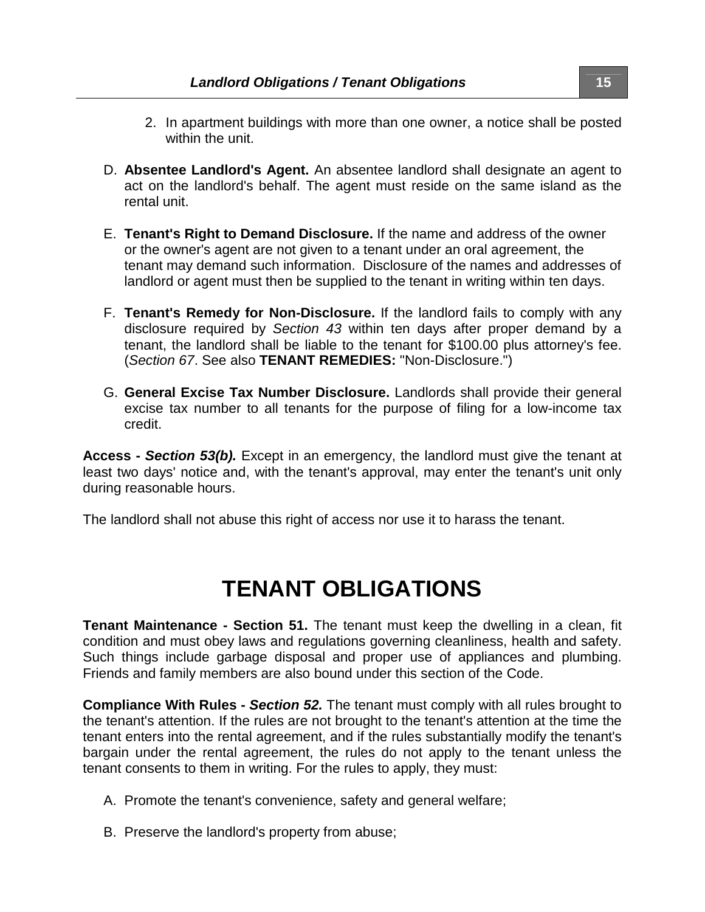2. In apartment buildings with more than one owner, a notice shall be posted within the unit.

D. **Absentee Landlord's Agent.** An absentee landlord shall designate an agent to act on the landlord's behalf. The agent must reside on the same island as the rental unit.

E. **Tenant's Right to Demand Disclosure.** If the name and address of the owner or the owner's agent are not given to a tenant under an oral agreement, the tenant may demand such information. Disclosure of the names and addresses of landlord or agent must then be supplied to the tenant in writing within ten days.

F. **Tenant's Remedy for Non-Disclosure.** If the landlord fails to comply with any disclosure required by *Section 43* within ten days after proper demand by a tenant, the landlord shall be liable to the tenant for $100.00 plus attorney's fee. (*Section 67*. See also **TENANT REMEDIES:** "Non-Disclosure.")

G. **General Excise Tax Number Disclosure.** Landlords shall provide their general excise tax number to all tenants for the purpose of filing for a low-income tax credit.

**Access -** ***Section 53(b).*** Except in an emergency, the landlord must give the tenant at least two days' notice and, with the tenant's approval, may enter the tenant's unit only during reasonable hours.

The landlord shall not abuse this right of access nor use it to harass the tenant.

# TENANT OBLIGATIONS

**Tenant Maintenance - Section 51.** The tenant must keep the dwelling in a clean, fit condition and must obey laws and regulations governing cleanliness, health and safety. Such things include garbage disposal and proper use of appliances and plumbing. Friends and family members are also bound under this section of the Code.

**Compliance With Rules -** ***Section 52.*** The tenant must comply with all rules brought to the tenant's attention. If the rules are not brought to the tenant's attention at the time the tenant enters into the rental agreement, and if the rules substantially modify the tenant's bargain under the rental agreement, the rules do not apply to the tenant unless the tenant consents to them in writing. For the rules to apply, they must:

A. Promote the tenant's convenience, safety and general welfare;

B. Preserve the landlord's property from abuse;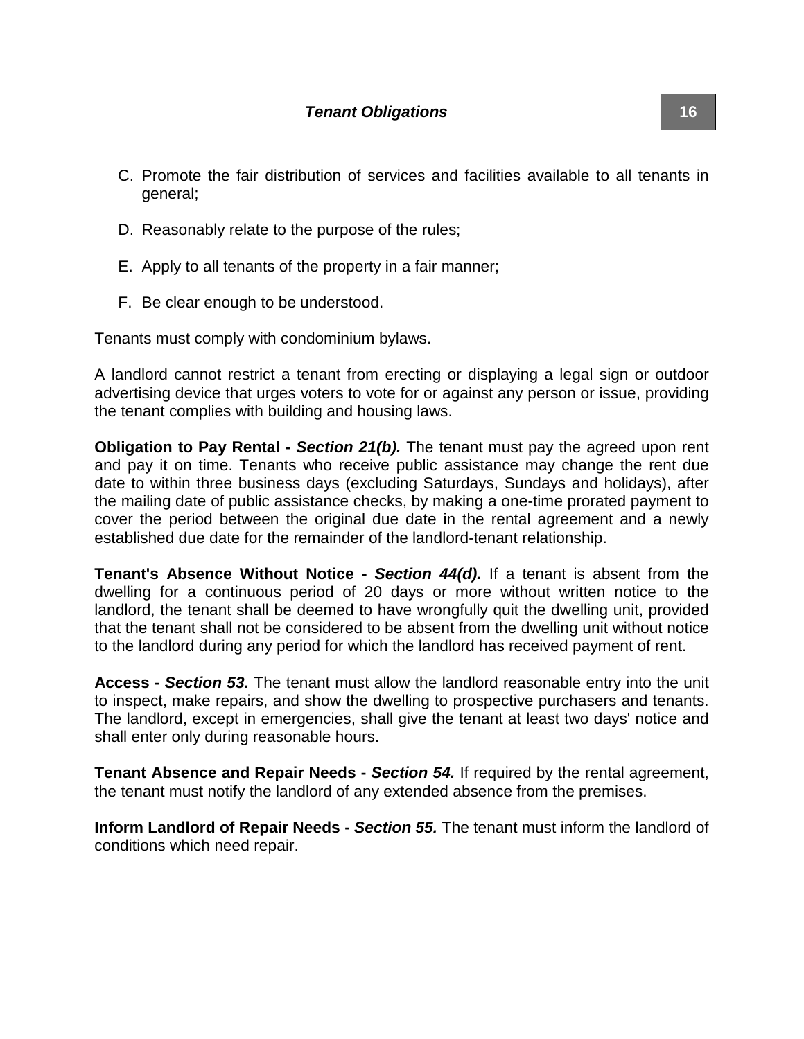C. Promote the fair distribution of services and facilities available to all tenants in general;

D. Reasonably relate to the purpose of the rules;

E. Apply to all tenants of the property in a fair manner;

F. Be clear enough to be understood.

Tenants must comply with condominium bylaws.

A landlord cannot restrict a tenant from erecting or displaying a legal sign or outdoor advertising device that urges voters to vote for or against any person or issue, providing the tenant complies with building and housing laws.

**Obligation to Pay Rental -** ***Section 21(b).*** The tenant must pay the agreed upon rent and pay it on time. Tenants who receive public assistance may change the rent due date to within three business days (excluding Saturdays, Sundays and holidays), after the mailing date of public assistance checks, by making a one-time prorated payment to cover the period between the original due date in the rental agreement and a newly established due date for the remainder of the landlord-tenant relationship.

**Tenant's Absence Without Notice -** ***Section 44(d).*** If a tenant is absent from the dwelling for a continuous period of 20 days or more without written notice to the landlord, the tenant shall be deemed to have wrongfully quit the dwelling unit, provided that the tenant shall not be considered to be absent from the dwelling unit without notice to the landlord during any period for which the landlord has received payment of rent.

**Access -** ***Section 53.*** The tenant must allow the landlord reasonable entry into the unit to inspect, make repairs, and show the dwelling to prospective purchasers and tenants. The landlord, except in emergencies, shall give the tenant at least two days' notice and shall enter only during reasonable hours.

**Tenant Absence and Repair Needs -** ***Section 54.*** If required by the rental agreement, the tenant must notify the landlord of any extended absence from the premises.

**Inform Landlord of Repair Needs -** ***Section 55.*** The tenant must inform the landlord of conditions which need repair.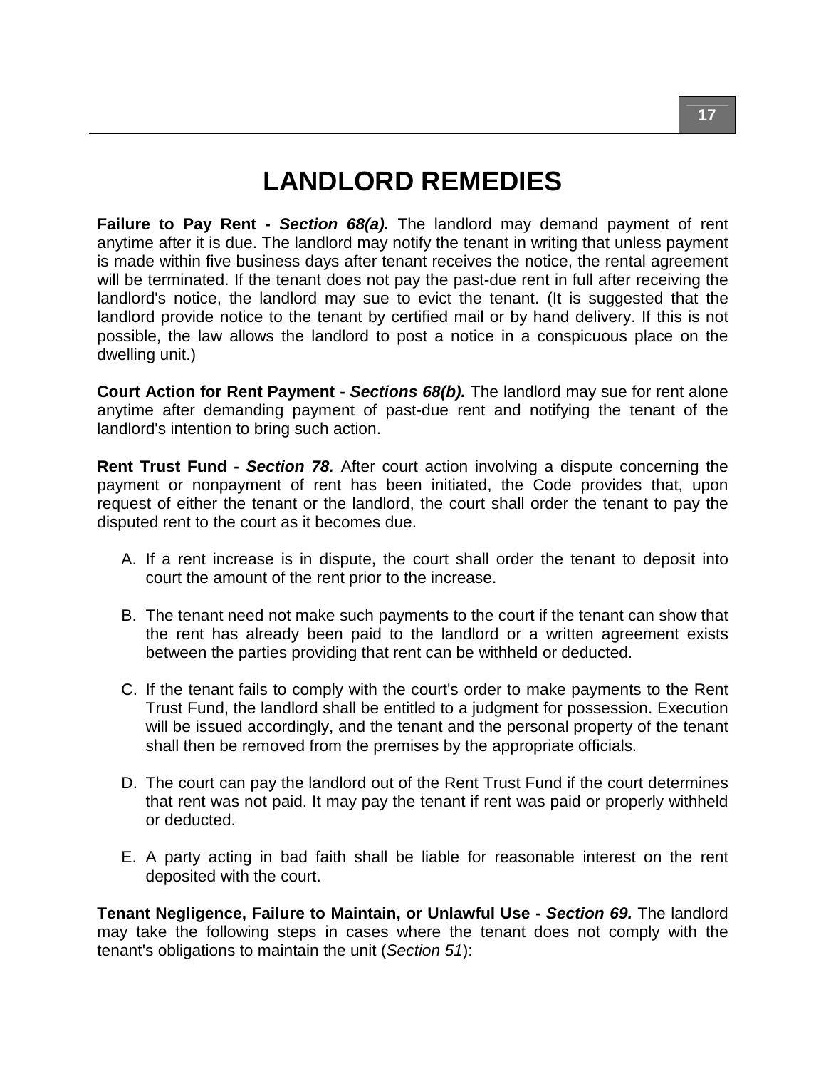# LANDLORD REMEDIES

**Failure to Pay Rent -** ***Section 68(a).*** The landlord may demand payment of rent anytime after it is due. The landlord may notify the tenant in writing that unless payment is made within five business days after tenant receives the notice, the rental agreement will be terminated. If the tenant does not pay the past-due rent in full after receiving the landlord's notice, the landlord may sue to evict the tenant. (It is suggested that the landlord provide notice to the tenant by certified mail or by hand delivery. If this is not possible, the law allows the landlord to post a notice in a conspicuous place on the dwelling unit.)

**Court Action for Rent Payment -** ***Sections 68(b).*** The landlord may sue for rent alone anytime after demanding payment of past-due rent and notifying the tenant of the landlord's intention to bring such action.

**Rent Trust Fund -** ***Section 78.*** After court action involving a dispute concerning the payment or nonpayment of rent has been initiated, the Code provides that, upon request of either the tenant or the landlord, the court shall order the tenant to pay the disputed rent to the court as it becomes due.

A. If a rent increase is in dispute, the court shall order the tenant to deposit into court the amount of the rent prior to the increase.

B. The tenant need not make such payments to the court if the tenant can show that the rent has already been paid to the landlord or a written agreement exists between the parties providing that rent can be withheld or deducted.

C. If the tenant fails to comply with the court's order to make payments to the Rent Trust Fund, the landlord shall be entitled to a judgment for possession. Execution will be issued accordingly, and the tenant and the personal property of the tenant shall then be removed from the premises by the appropriate officials.

D. The court can pay the landlord out of the Rent Trust Fund if the court determines that rent was not paid. It may pay the tenant if rent was paid or properly withheld or deducted.

E. A party acting in bad faith shall be liable for reasonable interest on the rent deposited with the court.

**Tenant Negligence, Failure to Maintain, or Unlawful Use -** ***Section 69.*** The landlord may take the following steps in cases where the tenant does not comply with the tenant's obligations to maintain the unit (*Section 51*):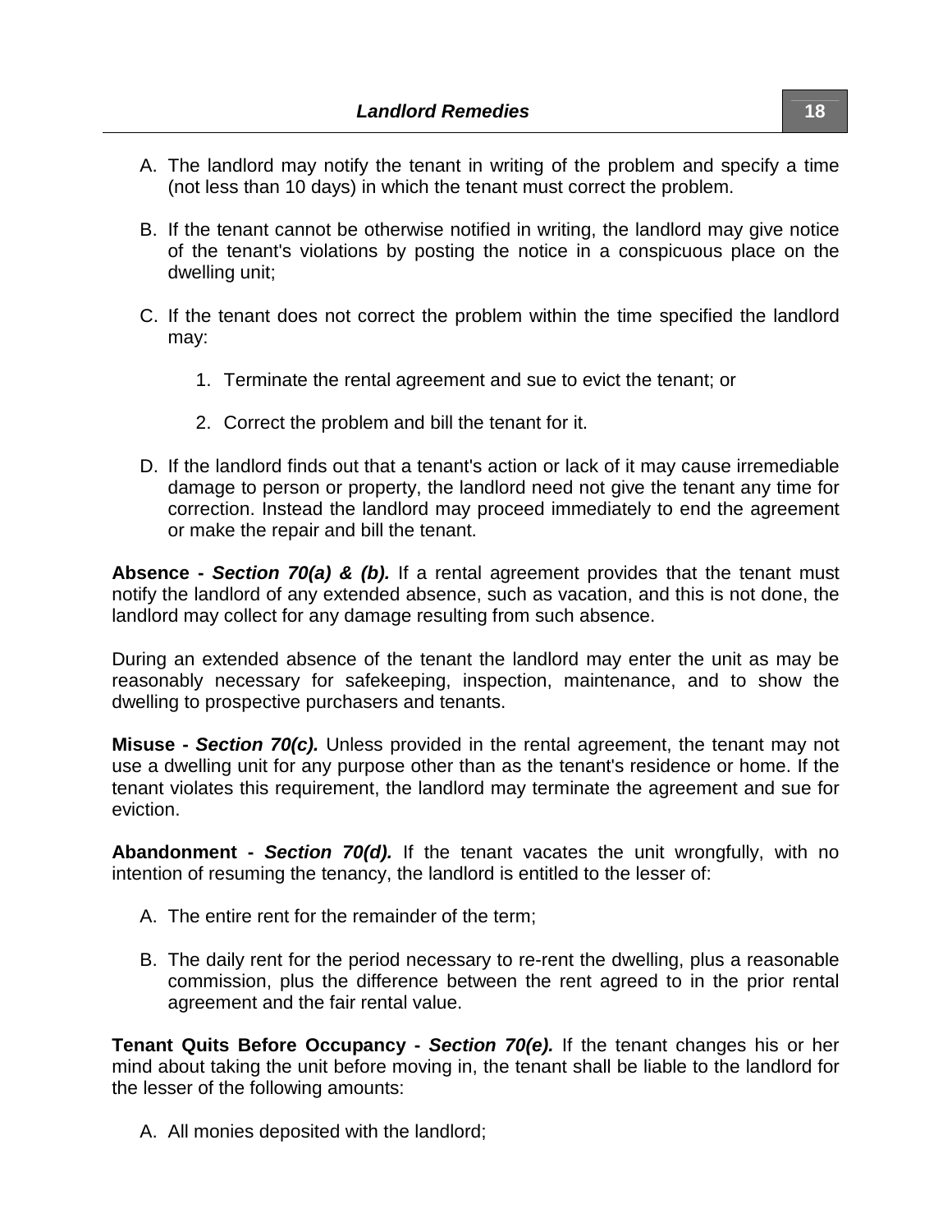A. The landlord may notify the tenant in writing of the problem and specify a time (not less than 10 days) in which the tenant must correct the problem.

B. If the tenant cannot be otherwise notified in writing, the landlord may give notice of the tenant's violations by posting the notice in a conspicuous place on the dwelling unit;

C. If the tenant does not correct the problem within the time specified the landlord may:

   1. Terminate the rental agreement and sue to evict the tenant; or

   2. Correct the problem and bill the tenant for it.

D. If the landlord finds out that a tenant's action or lack of it may cause irremediable damage to person or property, the landlord need not give the tenant any time for correction. Instead the landlord may proceed immediately to end the agreement or make the repair and bill the tenant.

**Absence -** ***Section 70(a) & (b).*** If a rental agreement provides that the tenant must notify the landlord of any extended absence, such as vacation, and this is not done, the landlord may collect for any damage resulting from such absence.

During an extended absence of the tenant the landlord may enter the unit as may be reasonably necessary for safekeeping, inspection, maintenance, and to show the dwelling to prospective purchasers and tenants.

**Misuse -** ***Section 70(c).*** Unless provided in the rental agreement, the tenant may not use a dwelling unit for any purpose other than as the tenant's residence or home. If the tenant violates this requirement, the landlord may terminate the agreement and sue for eviction.

**Abandonment -** ***Section 70(d).*** If the tenant vacates the unit wrongfully, with no intention of resuming the tenancy, the landlord is entitled to the lesser of:

A. The entire rent for the remainder of the term;

B. The daily rent for the period necessary to re-rent the dwelling, plus a reasonable commission, plus the difference between the rent agreed to in the prior rental agreement and the fair rental value.

**Tenant Quits Before Occupancy -** ***Section 70(e).*** If the tenant changes his or her mind about taking the unit before moving in, the tenant shall be liable to the landlord for the lesser of the following amounts:

A. All monies deposited with the landlord;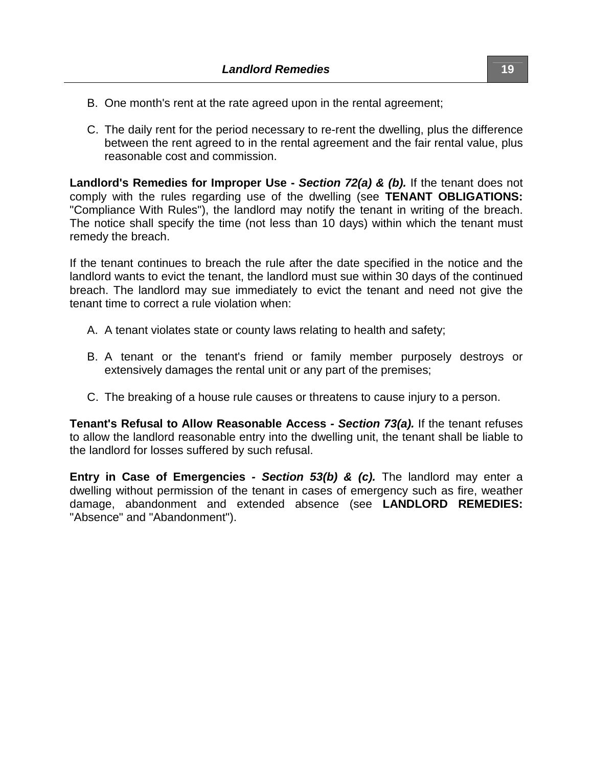B. One month's rent at the rate agreed upon in the rental agreement;

C. The daily rent for the period necessary to re-rent the dwelling, plus the difference between the rent agreed to in the rental agreement and the fair rental value, plus reasonable cost and commission.

**Landlord's Remedies for Improper Use -** ***Section 72(a) & (b).*** If the tenant does not comply with the rules regarding use of the dwelling (see **TENANT OBLIGATIONS:** "Compliance With Rules"), the landlord may notify the tenant in writing of the breach. The notice shall specify the time (not less than 10 days) within which the tenant must remedy the breach.

If the tenant continues to breach the rule after the date specified in the notice and the landlord wants to evict the tenant, the landlord must sue within 30 days of the continued breach. The landlord may sue immediately to evict the tenant and need not give the tenant time to correct a rule violation when:

A. A tenant violates state or county laws relating to health and safety;

B. A tenant or the tenant's friend or family member purposely destroys or extensively damages the rental unit or any part of the premises;

C. The breaking of a house rule causes or threatens to cause injury to a person.

**Tenant's Refusal to Allow Reasonable Access -** ***Section 73(a).*** If the tenant refuses to allow the landlord reasonable entry into the dwelling unit, the tenant shall be liable to the landlord for losses suffered by such refusal.

**Entry in Case of Emergencies -** ***Section 53(b) & (c).*** The landlord may enter a dwelling without permission of the tenant in cases of emergency such as fire, weather damage, abandonment and extended absence (see **LANDLORD REMEDIES:** "Absence" and "Abandonment").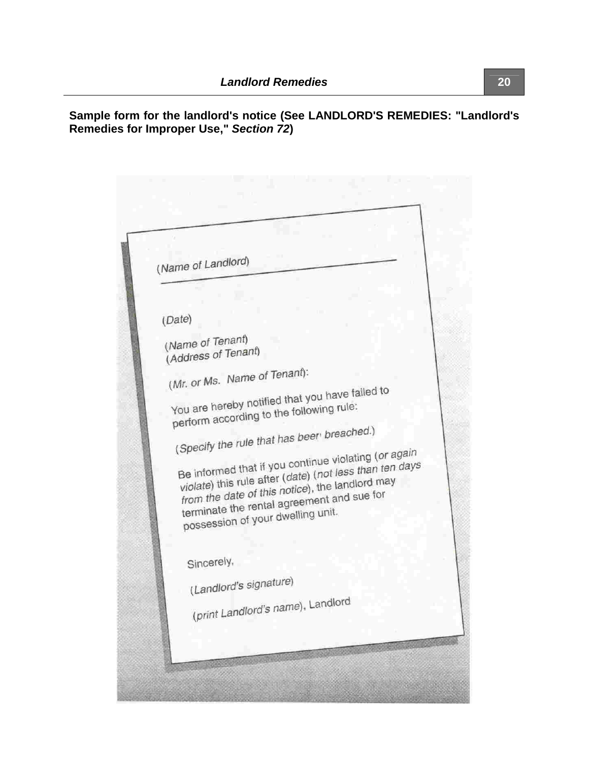**Sample form for the landlord's notice (See LANDLORD'S REMEDIES: "Landlord's Remedies for Improper Use,"** ***Section 72*****)**

(*Name of Landlord*)

(*Date*)

(*Name of Tenant*)
(*Address of Tenant*)

(*Mr. or Ms. Name of Tenant*):

You are hereby notified that you have failed to perform according to the following rule:

(*Specify the rule that has been breached.*)

Be informed that if you continue violating (*or again violate*) this rule after (*date*) (*not less than ten days from the date of this notice*), the landlord may terminate the rental agreement and sue for possession of your dwelling unit.

Sincerely,

(*Landlord's signature*)

(*print Landlord's name*), Landlord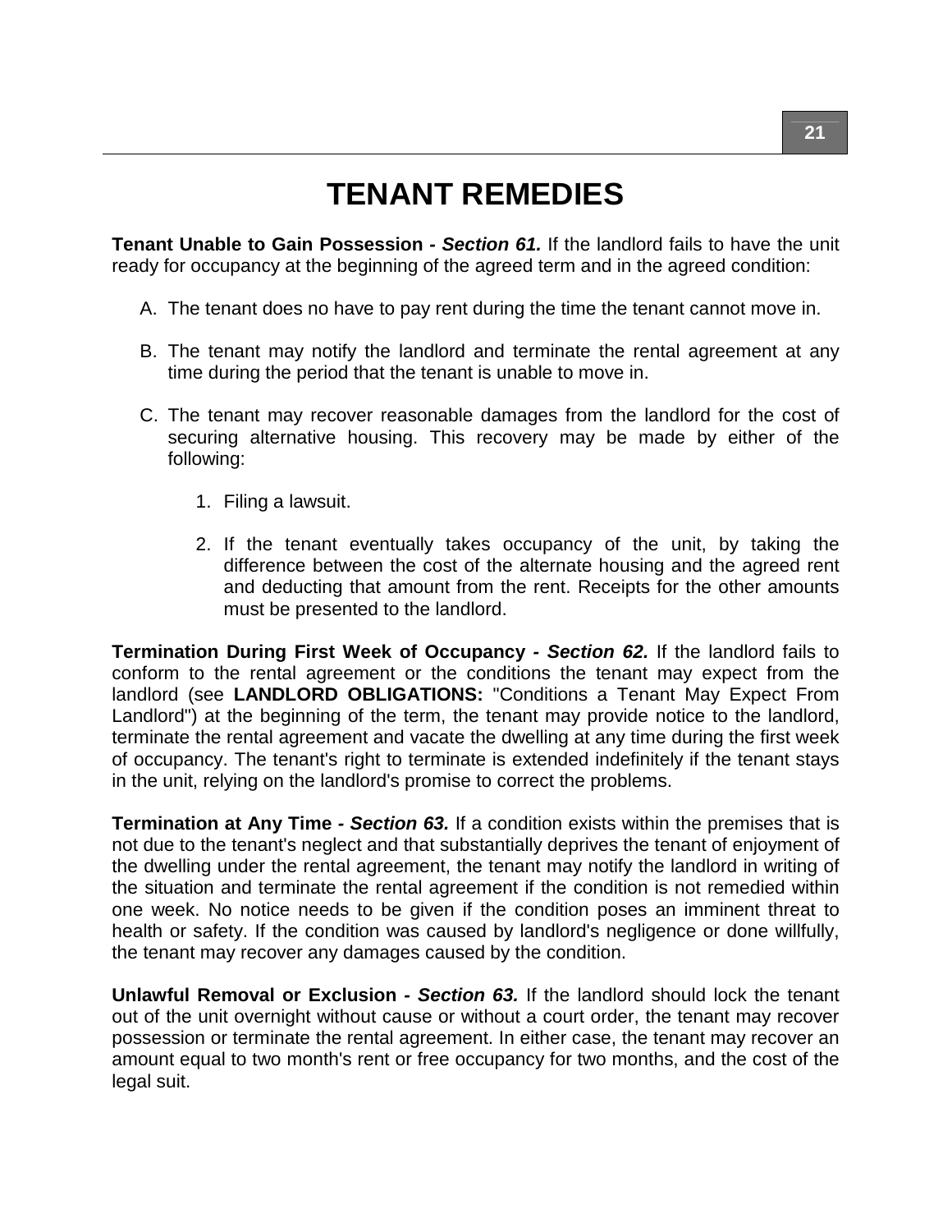# TENANT REMEDIES

**Tenant Unable to Gain Possession - *Section 61.*** If the landlord fails to have the unit ready for occupancy at the beginning of the agreed term and in the agreed condition:

A. The tenant does no have to pay rent during the time the tenant cannot move in.

B. The tenant may notify the landlord and terminate the rental agreement at any time during the period that the tenant is unable to move in.

C. The tenant may recover reasonable damages from the landlord for the cost of securing alternative housing. This recovery may be made by either of the following:

   1. Filing a lawsuit.

   2. If the tenant eventually takes occupancy of the unit, by taking the difference between the cost of the alternate housing and the agreed rent and deducting that amount from the rent. Receipts for the other amounts must be presented to the landlord.

**Termination During First Week of Occupancy - *Section 62.*** If the landlord fails to conform to the rental agreement or the conditions the tenant may expect from the landlord (see **LANDLORD OBLIGATIONS:** "Conditions a Tenant May Expect From Landlord") at the beginning of the term, the tenant may provide notice to the landlord, terminate the rental agreement and vacate the dwelling at any time during the first week of occupancy. The tenant's right to terminate is extended indefinitely if the tenant stays in the unit, relying on the landlord's promise to correct the problems.

**Termination at Any Time - *Section 63.*** If a condition exists within the premises that is not due to the tenant's neglect and that substantially deprives the tenant of enjoyment of the dwelling under the rental agreement, the tenant may notify the landlord in writing of the situation and terminate the rental agreement if the condition is not remedied within one week. No notice needs to be given if the condition poses an imminent threat to health or safety. If the condition was caused by landlord's negligence or done willfully, the tenant may recover any damages caused by the condition.

**Unlawful Removal or Exclusion - *Section 63.*** If the landlord should lock the tenant out of the unit overnight without cause or without a court order, the tenant may recover possession or terminate the rental agreement. In either case, the tenant may recover an amount equal to two month's rent or free occupancy for two months, and the cost of the legal suit.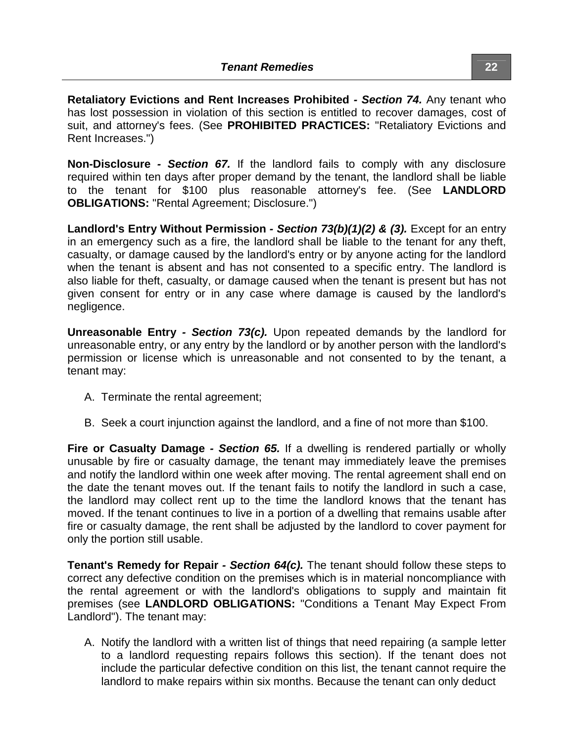**Retaliatory Evictions and Rent Increases Prohibited** *- Section 74.* Any tenant who has lost possession in violation of this section is entitled to recover damages, cost of suit, and attorney's fees. (See **PROHIBITED PRACTICES:** "Retaliatory Evictions and Rent Increases.")

**Non-Disclosure** *- Section 67.* If the landlord fails to comply with any disclosure required within ten days after proper demand by the tenant, the landlord shall be liable to the tenant for $100 plus reasonable attorney's fee. (See **LANDLORD OBLIGATIONS:** "Rental Agreement; Disclosure.")

**Landlord's Entry Without Permission** *- Section 73(b)(1)(2) & (3).* Except for an entry in an emergency such as a fire, the landlord shall be liable to the tenant for any theft, casualty, or damage caused by the landlord's entry or by anyone acting for the landlord when the tenant is absent and has not consented to a specific entry. The landlord is also liable for theft, casualty, or damage caused when the tenant is present but has not given consent for entry or in any case where damage is caused by the landlord's negligence.

**Unreasonable Entry** *- Section 73(c).* Upon repeated demands by the landlord for unreasonable entry, or any entry by the landlord or by another person with the landlord's permission or license which is unreasonable and not consented to by the tenant, a tenant may:

A. Terminate the rental agreement;

B. Seek a court injunction against the landlord, and a fine of not more than $100.

**Fire or Casualty Damage** *- Section 65.* If a dwelling is rendered partially or wholly unusable by fire or casualty damage, the tenant may immediately leave the premises and notify the landlord within one week after moving. The rental agreement shall end on the date the tenant moves out. If the tenant fails to notify the landlord in such a case, the landlord may collect rent up to the time the landlord knows that the tenant has moved. If the tenant continues to live in a portion of a dwelling that remains usable after fire or casualty damage, the rent shall be adjusted by the landlord to cover payment for only the portion still usable.

**Tenant's Remedy for Repair** *- Section 64(c).* The tenant should follow these steps to correct any defective condition on the premises which is in material noncompliance with the rental agreement or with the landlord's obligations to supply and maintain fit premises (see **LANDLORD OBLIGATIONS:** "Conditions a Tenant May Expect From Landlord"). The tenant may:

A. Notify the landlord with a written list of things that need repairing (a sample letter to a landlord requesting repairs follows this section). If the tenant does not include the particular defective condition on this list, the tenant cannot require the landlord to make repairs within six months. Because the tenant can only deduct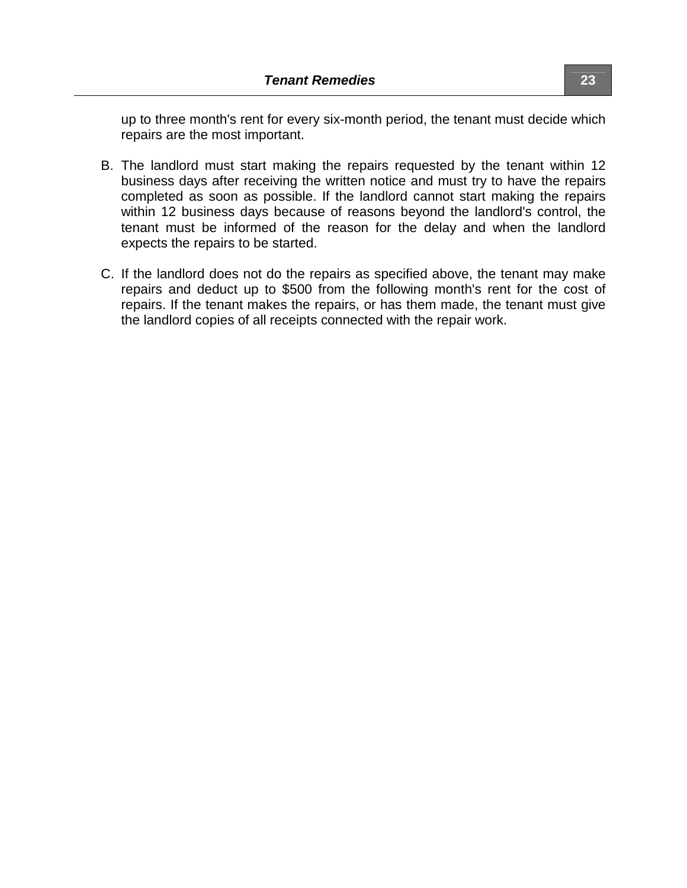up to three month's rent for every six-month period, the tenant must decide which repairs are the most important.

B. The landlord must start making the repairs requested by the tenant within 12 business days after receiving the written notice and must try to have the repairs completed as soon as possible. If the landlord cannot start making the repairs within 12 business days because of reasons beyond the landlord's control, the tenant must be informed of the reason for the delay and when the landlord expects the repairs to be started.

C. If the landlord does not do the repairs as specified above, the tenant may make repairs and deduct up to $500 from the following month's rent for the cost of repairs. If the tenant makes the repairs, or has them made, the tenant must give the landlord copies of all receipts connected with the repair work.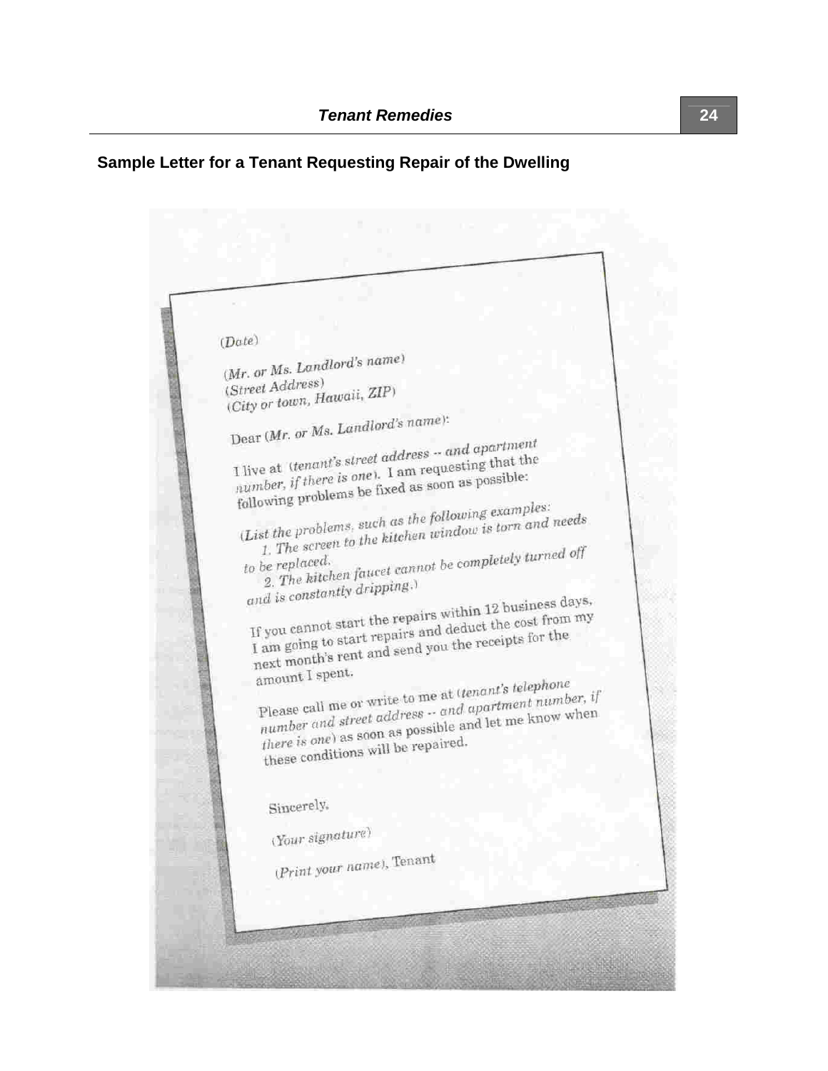## Sample Letter for a Tenant Requesting Repair of the Dwelling

(*Date*)

(*Mr. or Ms. Landlord's name*)
(*Street Address*)
(*City or town, Hawaii, ZIP*)

Dear (*Mr. or Ms. Landlord's name*):

I live at (*tenant's street address -- and apartment number, if there is one*). I am requesting that the following problems be fixed as soon as possible:

(*List the problems, such as the following examples:*
*1. The screen to the kitchen window is torn and needs to be replaced.*
*2. The kitchen faucet cannot be completely turned off and is constantly dripping.*)

If you cannot start the repairs within 12 business days, I am going to start repairs and deduct the cost from my next month's rent and send you the receipts for the amount I spent.

Please call me or write to me at (*tenant's telephone number and street address -- and apartment number, if there is one*) as soon as possible and let me know when these conditions will be repaired.

Sincerely,

(*Your signature*)

(*Print your name*), Tenant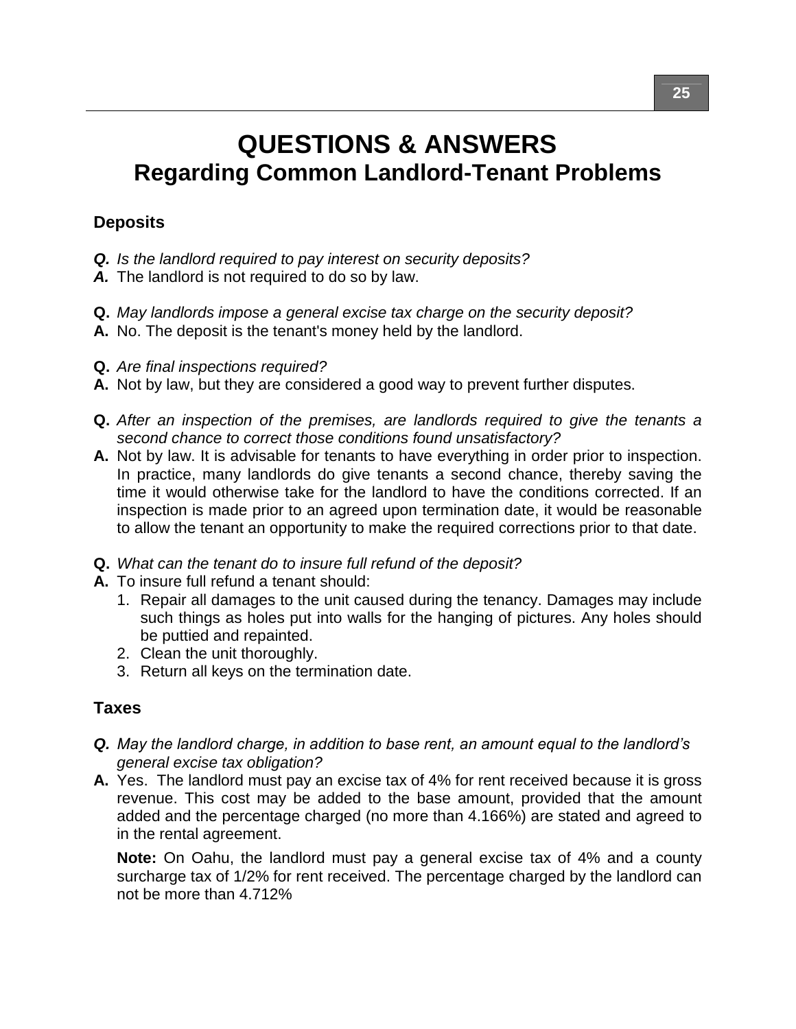# QUESTIONS & ANSWERS
## Regarding Common Landlord-Tenant Problems

### Deposits

***Q.*** *Is the landlord required to pay interest on security deposits?*
***A.*** The landlord is not required to do so by law.

**Q.** *May landlords impose a general excise tax charge on the security deposit?*
**A.** No. The deposit is the tenant's money held by the landlord.

**Q.** *Are final inspections required?*
**A.** Not by law, but they are considered a good way to prevent further disputes.

**Q.** *After an inspection of the premises, are landlords required to give the tenants a second chance to correct those conditions found unsatisfactory?*
**A.** Not by law. It is advisable for tenants to have everything in order prior to inspection. In practice, many landlords do give tenants a second chance, thereby saving the time it would otherwise take for the landlord to have the conditions corrected. If an inspection is made prior to an agreed upon termination date, it would be reasonable to allow the tenant an opportunity to make the required corrections prior to that date.

**Q.** *What can the tenant do to insure full refund of the deposit?*
**A.** To insure full refund a tenant should:

1. Repair all damages to the unit caused during the tenancy. Damages may include such things as holes put into walls for the hanging of pictures. Any holes should be puttied and repainted.
2. Clean the unit thoroughly.
3. Return all keys on the termination date.

### Taxes

***Q.*** *May the landlord charge, in addition to base rent, an amount equal to the landlord's general excise tax obligation?*
**A.** Yes. The landlord must pay an excise tax of 4% for rent received because it is gross revenue. This cost may be added to the base amount, provided that the amount added and the percentage charged (no more than 4.166%) are stated and agreed to in the rental agreement.

**Note:** On Oahu, the landlord must pay a general excise tax of 4% and a county surcharge tax of 1/2% for rent received. The percentage charged by the landlord can not be more than 4.712%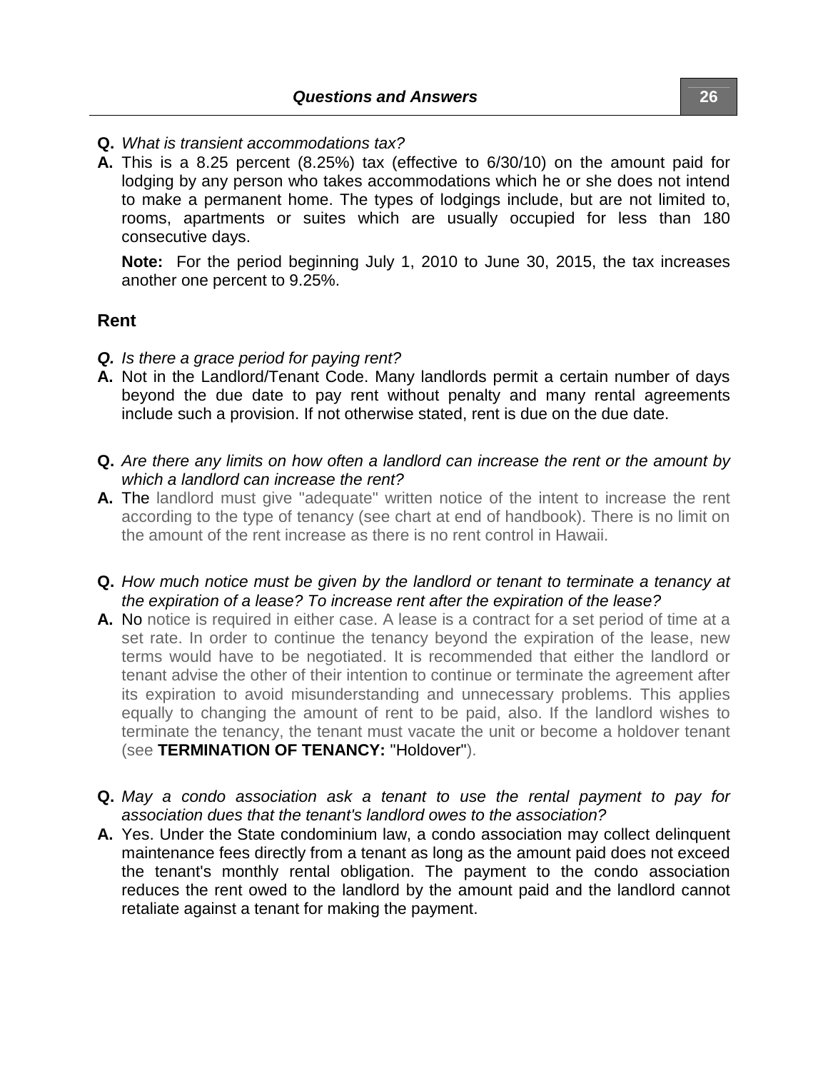**Q.** *What is transient accommodations tax?*

**A.** This is a 8.25 percent (8.25%) tax (effective to 6/30/10) on the amount paid for lodging by any person who takes accommodations which he or she does not intend to make a permanent home. The types of lodgings include, but are not limited to, rooms, apartments or suites which are usually occupied for less than 180 consecutive days.

**Note:** For the period beginning July 1, 2010 to June 30, 2015, the tax increases another one percent to 9.25%.

## Rent

***Q.*** *Is there a grace period for paying rent?*

**A.** Not in the Landlord/Tenant Code. Many landlords permit a certain number of days beyond the due date to pay rent without penalty and many rental agreements include such a provision. If not otherwise stated, rent is due on the due date.

**Q.** *Are there any limits on how often a landlord can increase the rent or the amount by which a landlord can increase the rent?*

**A.** The landlord must give "adequate" written notice of the intent to increase the rent according to the type of tenancy (see chart at end of handbook). There is no limit on the amount of the rent increase as there is no rent control in Hawaii.

**Q.** *How much notice must be given by the landlord or tenant to terminate a tenancy at the expiration of a lease? To increase rent after the expiration of the lease?*

**A.** No notice is required in either case. A lease is a contract for a set period of time at a set rate. In order to continue the tenancy beyond the expiration of the lease, new terms would have to be negotiated. It is recommended that either the landlord or tenant advise the other of their intention to continue or terminate the agreement after its expiration to avoid misunderstanding and unnecessary problems. This applies equally to changing the amount of rent to be paid, also. If the landlord wishes to terminate the tenancy, the tenant must vacate the unit or become a holdover tenant (see **TERMINATION OF TENANCY:** "Holdover").

**Q.** *May a condo association ask a tenant to use the rental payment to pay for association dues that the tenant's landlord owes to the association?*

**A.** Yes. Under the State condominium law, a condo association may collect delinquent maintenance fees directly from a tenant as long as the amount paid does not exceed the tenant's monthly rental obligation. The payment to the condo association reduces the rent owed to the landlord by the amount paid and the landlord cannot retaliate against a tenant for making the payment.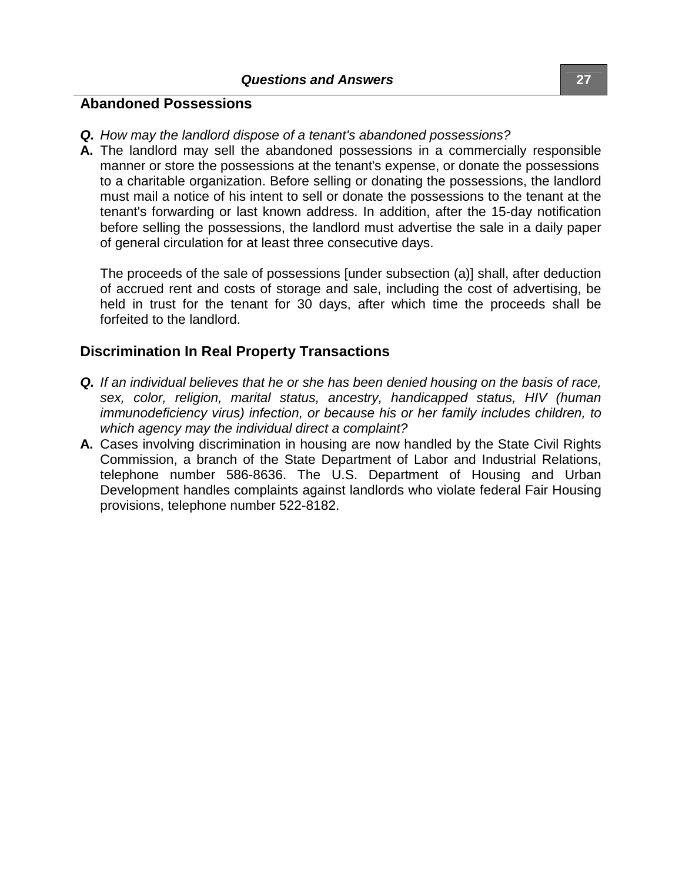## Abandoned Possessions

***Q.*** *How may the landlord dispose of a tenant's abandoned possessions?*

**A.** The landlord may sell the abandoned possessions in a commercially responsible manner or store the possessions at the tenant's expense, or donate the possessions to a charitable organization. Before selling or donating the possessions, the landlord must mail a notice of his intent to sell or donate the possessions to the tenant at the tenant's forwarding or last known address. In addition, after the 15-day notification before selling the possessions, the landlord must advertise the sale in a daily paper of general circulation for at least three consecutive days.

The proceeds of the sale of possessions [under subsection (a)] shall, after deduction of accrued rent and costs of storage and sale, including the cost of advertising, be held in trust for the tenant for 30 days, after which time the proceeds shall be forfeited to the landlord.

## Discrimination In Real Property Transactions

***Q.*** *If an individual believes that he or she has been denied housing on the basis of race, sex, color, religion, marital status, ancestry, handicapped status, HIV (human immunodeficiency virus) infection, or because his or her family includes children, to which agency may the individual direct a complaint?*

**A.** Cases involving discrimination in housing are now handled by the State Civil Rights Commission, a branch of the State Department of Labor and Industrial Relations, telephone number 586-8636. The U.S. Department of Housing and Urban Development handles complaints against landlords who violate federal Fair Housing provisions, telephone number 522-8182.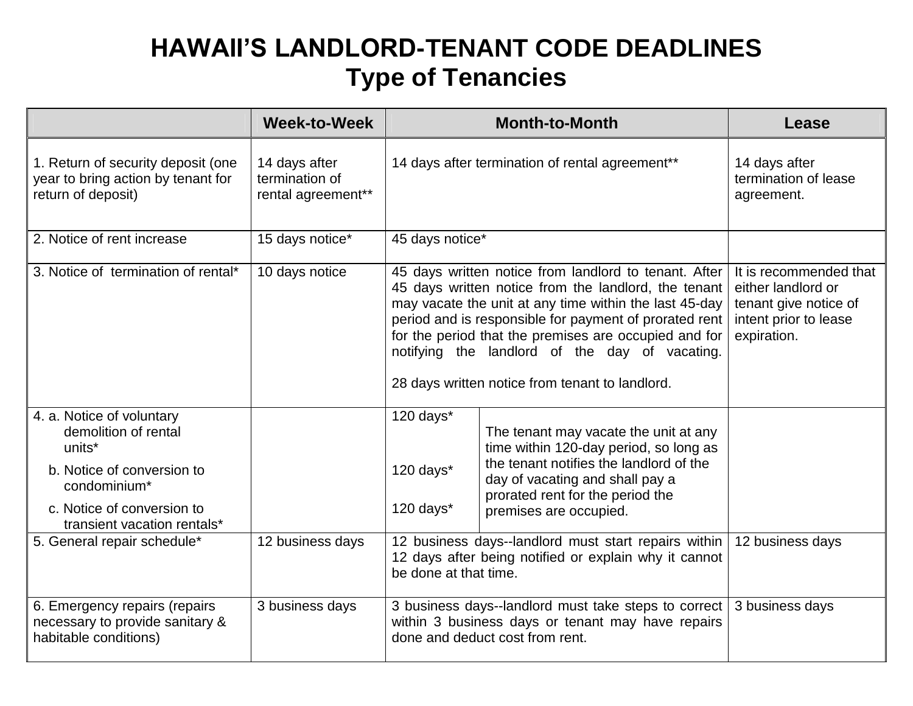# HAWAII'S LANDLORD-TENANT CODE DEADLINES

## Type of Tenancies

| | Week-to-Week | Month-to-Month | | Lease |
|---|---|---|---|---|
| 1. Return of security deposit (one year to bring action by tenant for return of deposit) | 14 days after termination of rental agreement** | 14 days after termination of rental agreement** | | 14 days after termination of lease agreement. |
| 2. Notice of rent increase | 15 days notice* | 45 days notice* | | |
| 3. Notice of termination of rental* | 10 days notice | 45 days written notice from landlord to tenant. After 45 days written notice from the landlord, the tenant may vacate the unit at any time within the last 45-day period and is responsible for payment of prorated rent for the period that the premises are occupied and for notifying the landlord of the day of vacating.<br><br>28 days written notice from tenant to landlord. | | It is recommended that either landlord or tenant give notice of intent prior to lease expiration. |
| 4. a. Notice of voluntary demolition of rental units*<br>b. Notice of conversion to condominium*<br>c. Notice of conversion to transient vacation rentals* | | 120 days*<br><br>120 days*<br><br>120 days* | The tenant may vacate the unit at any time within 120-day period, so long as the tenant notifies the landlord of the day of vacating and shall pay a prorated rent for the period the premises are occupied. | |
| 5. General repair schedule* | 12 business days | 12 business days--landlord must start repairs within 12 days after being notified or explain why it cannot be done at that time. | | 12 business days |
| 6. Emergency repairs (repairs necessary to provide sanitary & habitable conditions) | 3 business days | 3 business days--landlord must take steps to correct within 3 business days or tenant may have repairs done and deduct cost from rent. | | 3 business days |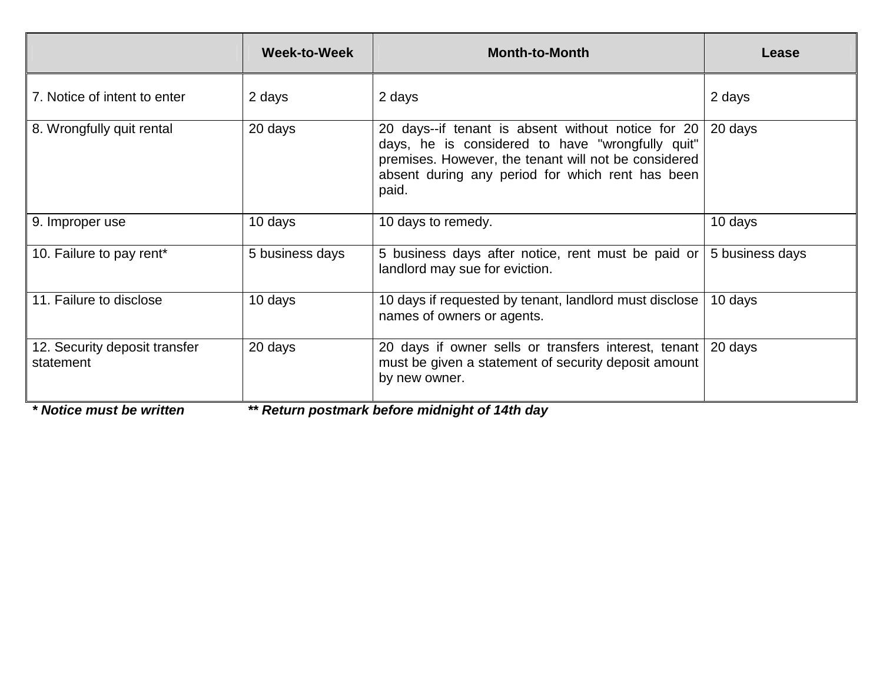| | Week-to-Week | Month-to-Month | Lease |
|---|---|---|---|
| 7. Notice of intent to enter | 2 days | 2 days | 2 days |
| 8. Wrongfully quit rental | 20 days | 20 days--if tenant is absent without notice for 20 days, he is considered to have "wrongfully quit" premises. However, the tenant will not be considered absent during any period for which rent has been paid. | 20 days |
| 9. Improper use | 10 days | 10 days to remedy. | 10 days |
| 10. Failure to pay rent* | 5 business days | 5 business days after notice, rent must be paid or landlord may sue for eviction. | 5 business days |
| 11. Failure to disclose | 10 days | 10 days if requested by tenant, landlord must disclose names of owners or agents. | 10 days |
| 12. Security deposit transfer statement | 20 days | 20 days if owner sells or transfers interest, tenant must be given a statement of security deposit amount by new owner. | 20 days |

***Notice must be written*** &nbsp;&nbsp;&nbsp;&nbsp; ****** Return postmark before midnight of 14th day***